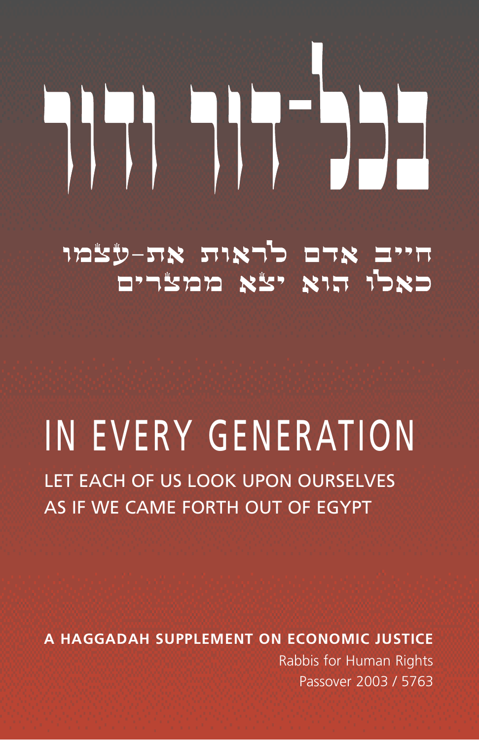# בכל־דור ודור

חייב אדם לראות את־עצמו
כאלו הוא יצא ממצרים

# IN EVERY GENERATION

LET EACH OF US LOOK UPON OURSELVES
AS IF WE CAME FORTH OUT OF EGYPT

**A HAGGADAH SUPPLEMENT ON ECONOMIC JUSTICE**

Rabbis for Human Rights
Passover 2003 / 5763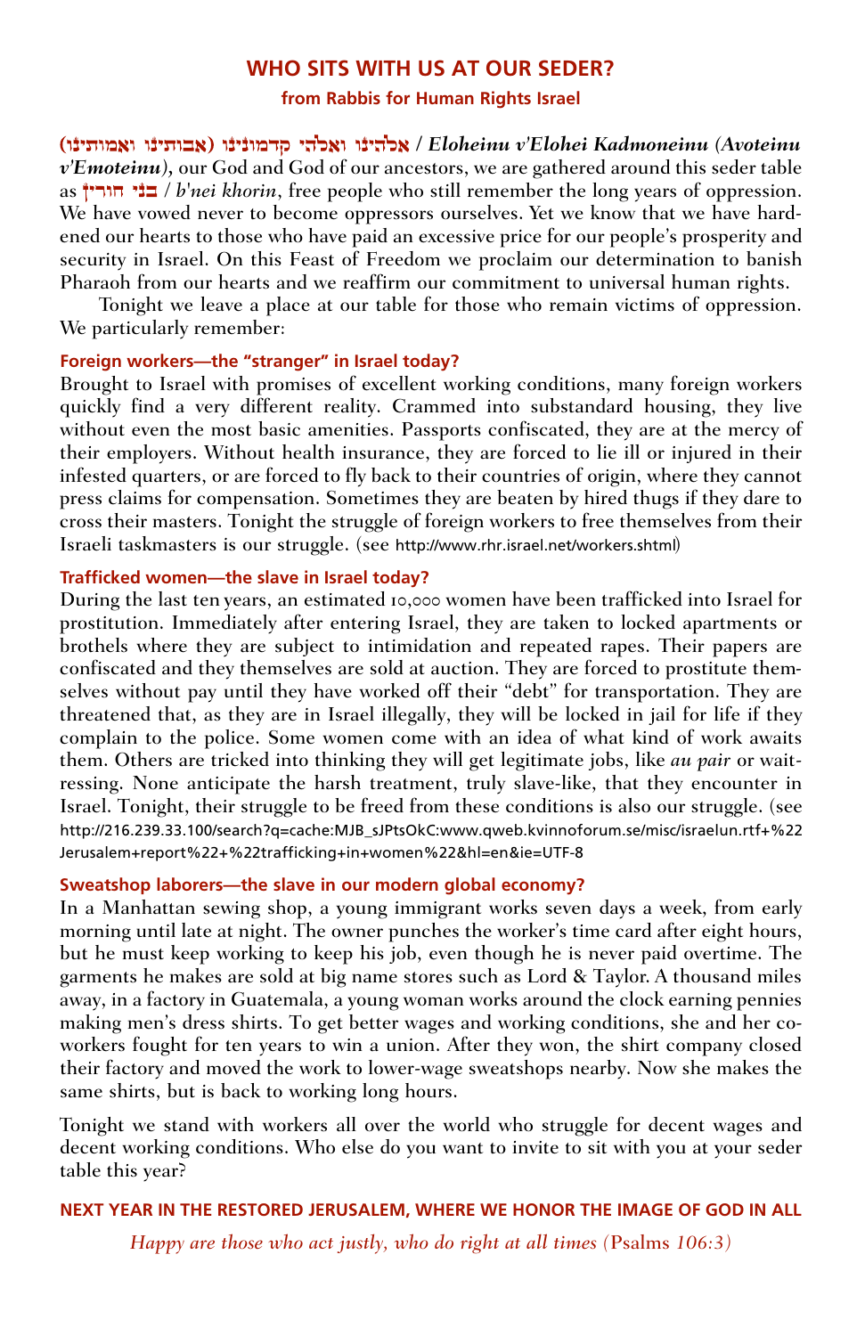# WHO SITS WITH US AT OUR SEDER?

**from Rabbis for Human Rights Israel**

**אֱלֹהֵינוּ וֵאלֹהֵי קַדְמוֹנֵינוּ (אֲבוֹתֵינוּ וְאִמּוֹתֵינוּ)** / ***Eloheinu v'Elohei Kadmoneinu (Avoteinu v'Emoteinu),*** our God and God of our ancestors, we are gathered around this seder table as **בְּנֵי חוֹרִין** / *b'nei khorin*, free people who still remember the long years of oppression. We have vowed never to become oppressors ourselves. Yet we know that we have hardened our hearts to those who have paid an excessive price for our people's prosperity and security in Israel. On this Feast of Freedom we proclaim our determination to banish Pharaoh from our hearts and we reaffirm our commitment to universal human rights.

Tonight we leave a place at our table for those who remain victims of oppression. We particularly remember:

### Foreign workers—the "stranger" in Israel today?

Brought to Israel with promises of excellent working conditions, many foreign workers quickly find a very different reality. Crammed into substandard housing, they live without even the most basic amenities. Passports confiscated, they are at the mercy of their employers. Without health insurance, they are forced to lie ill or injured in their infested quarters, or are forced to fly back to their countries of origin, where they cannot press claims for compensation. Sometimes they are beaten by hired thugs if they dare to cross their masters. Tonight the struggle of foreign workers to free themselves from their Israeli taskmasters is our struggle. (see http://www.rhr.israel.net/workers.shtml)

### Trafficked women—the slave in Israel today?

During the last ten years, an estimated 10,000 women have been trafficked into Israel for prostitution. Immediately after entering Israel, they are taken to locked apartments or brothels where they are subject to intimidation and repeated rapes. Their papers are confiscated and they themselves are sold at auction. They are forced to prostitute themselves without pay until they have worked off their "debt" for transportation. They are threatened that, as they are in Israel illegally, they will be locked in jail for life if they complain to the police. Some women come with an idea of what kind of work awaits them. Others are tricked into thinking they will get legitimate jobs, like *au pair* or waitressing. None anticipate the harsh treatment, truly slave-like, that they encounter in Israel. Tonight, their struggle to be freed from these conditions is also our struggle. (see http://216.239.33.100/search?q=cache:MJB_sJPtsOkC:www.qweb.kvinnoforum.se/misc/israelun.rtf+%22Jerusalem+report%22+%22trafficking+in+women%22&hl=en&ie=UTF-8

### Sweatshop laborers—the slave in our modern global economy?

In a Manhattan sewing shop, a young immigrant works seven days a week, from early morning until late at night. The owner punches the worker's time card after eight hours, but he must keep working to keep his job, even though he is never paid overtime. The garments he makes are sold at big name stores such as Lord & Taylor. A thousand miles away, in a factory in Guatemala, a young woman works around the clock earning pennies making men's dress shirts. To get better wages and working conditions, she and her co-workers fought for ten years to win a union. After they won, the shirt company closed their factory and moved the work to lower-wage sweatshops nearby. Now she makes the same shirts, but is back to working long hours.

Tonight we stand with workers all over the world who struggle for decent wages and decent working conditions. Who else do you want to invite to sit with you at your seder table this year?

**NEXT YEAR IN THE RESTORED JERUSALEM, WHERE WE HONOR THE IMAGE OF GOD IN ALL**

*Happy are those who act justly, who do right at all times* (Psalms 106:3)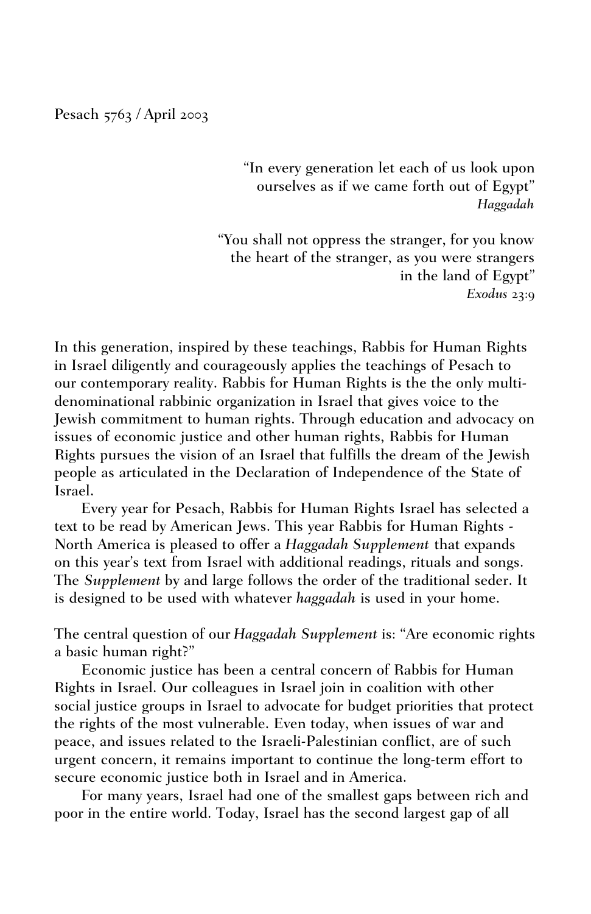Pesach 5763 / April 2003

> "In every generation let each of us look upon ourselves as if we came forth out of Egypt"
> *Haggadah*

> "You shall not oppress the stranger, for you know the heart of the stranger, as you were strangers in the land of Egypt"
> *Exodus* 23:9

In this generation, inspired by these teachings, Rabbis for Human Rights in Israel diligently and courageously applies the teachings of Pesach to our contemporary reality. Rabbis for Human Rights is the the only multi-denominational rabbinic organization in Israel that gives voice to the Jewish commitment to human rights. Through education and advocacy on issues of economic justice and other human rights, Rabbis for Human Rights pursues the vision of an Israel that fulfills the dream of the Jewish people as articulated in the Declaration of Independence of the State of Israel.

Every year for Pesach, Rabbis for Human Rights Israel has selected a text to be read by American Jews. This year Rabbis for Human Rights - North America is pleased to offer a *Haggadah Supplement* that expands on this year's text from Israel with additional readings, rituals and songs. The *Supplement* by and large follows the order of the traditional seder. It is designed to be used with whatever *haggadah* is used in your home.

The central question of our *Haggadah Supplement* is: "Are economic rights a basic human right?"

Economic justice has been a central concern of Rabbis for Human Rights in Israel. Our colleagues in Israel join in coalition with other social justice groups in Israel to advocate for budget priorities that protect the rights of the most vulnerable. Even today, when issues of war and peace, and issues related to the Israeli-Palestinian conflict, are of such urgent concern, it remains important to continue the long-term effort to secure economic justice both in Israel and in America.

For many years, Israel had one of the smallest gaps between rich and poor in the entire world. Today, Israel has the second largest gap of all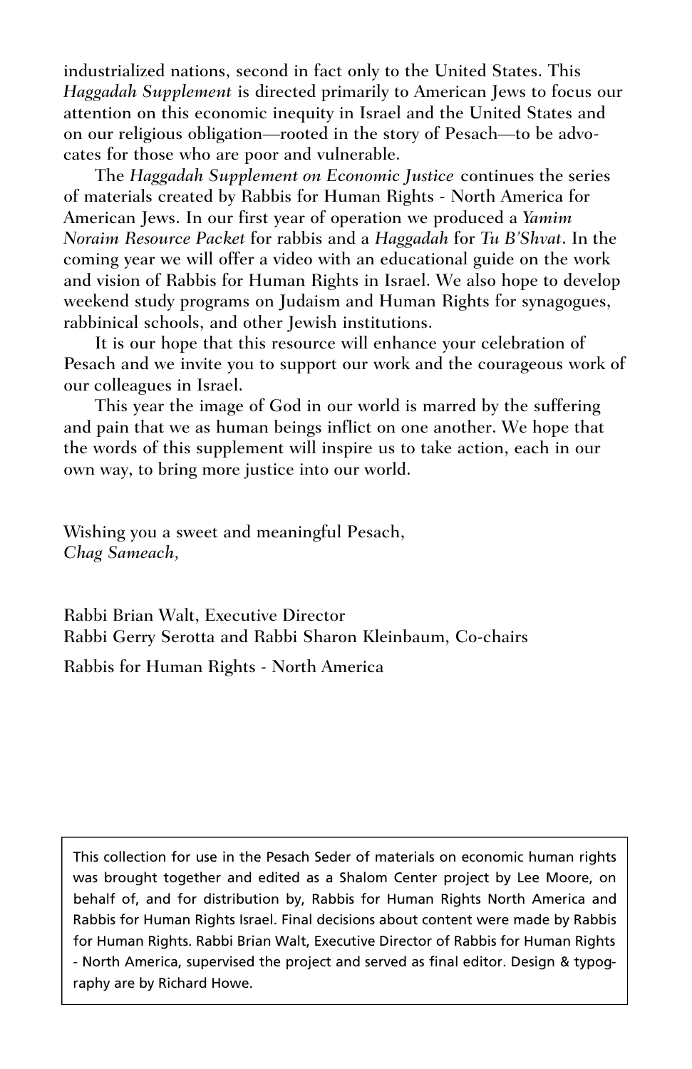industrialized nations, second in fact only to the United States. This *Haggadah Supplement* is directed primarily to American Jews to focus our attention on this economic inequity in Israel and the United States and on our religious obligation—rooted in the story of Pesach—to be advocates for those who are poor and vulnerable.

The *Haggadah Supplement on Economic Justice* continues the series of materials created by Rabbis for Human Rights - North America for American Jews. In our first year of operation we produced a *Yamim Noraim Resource Packet* for rabbis and a *Haggadah* for *Tu B'Shvat*. In the coming year we will offer a video with an educational guide on the work and vision of Rabbis for Human Rights in Israel. We also hope to develop weekend study programs on Judaism and Human Rights for synagogues, rabbinical schools, and other Jewish institutions.

It is our hope that this resource will enhance your celebration of Pesach and we invite you to support our work and the courageous work of our colleagues in Israel.

This year the image of God in our world is marred by the suffering and pain that we as human beings inflict on one another. We hope that the words of this supplement will inspire us to take action, each in our own way, to bring more justice into our world.

Wishing you a sweet and meaningful Pesach,
*Chag Sameach,*

Rabbi Brian Walt, Executive Director
Rabbi Gerry Serotta and Rabbi Sharon Kleinbaum, Co-chairs

Rabbis for Human Rights - North America

This collection for use in the Pesach Seder of materials on economic human rights was brought together and edited as a Shalom Center project by Lee Moore, on behalf of, and for distribution by, Rabbis for Human Rights North America and Rabbis for Human Rights Israel. Final decisions about content were made by Rabbis for Human Rights. Rabbi Brian Walt, Executive Director of Rabbis for Human Rights - North America, supervised the project and served as final editor. Design & typography are by Richard Howe.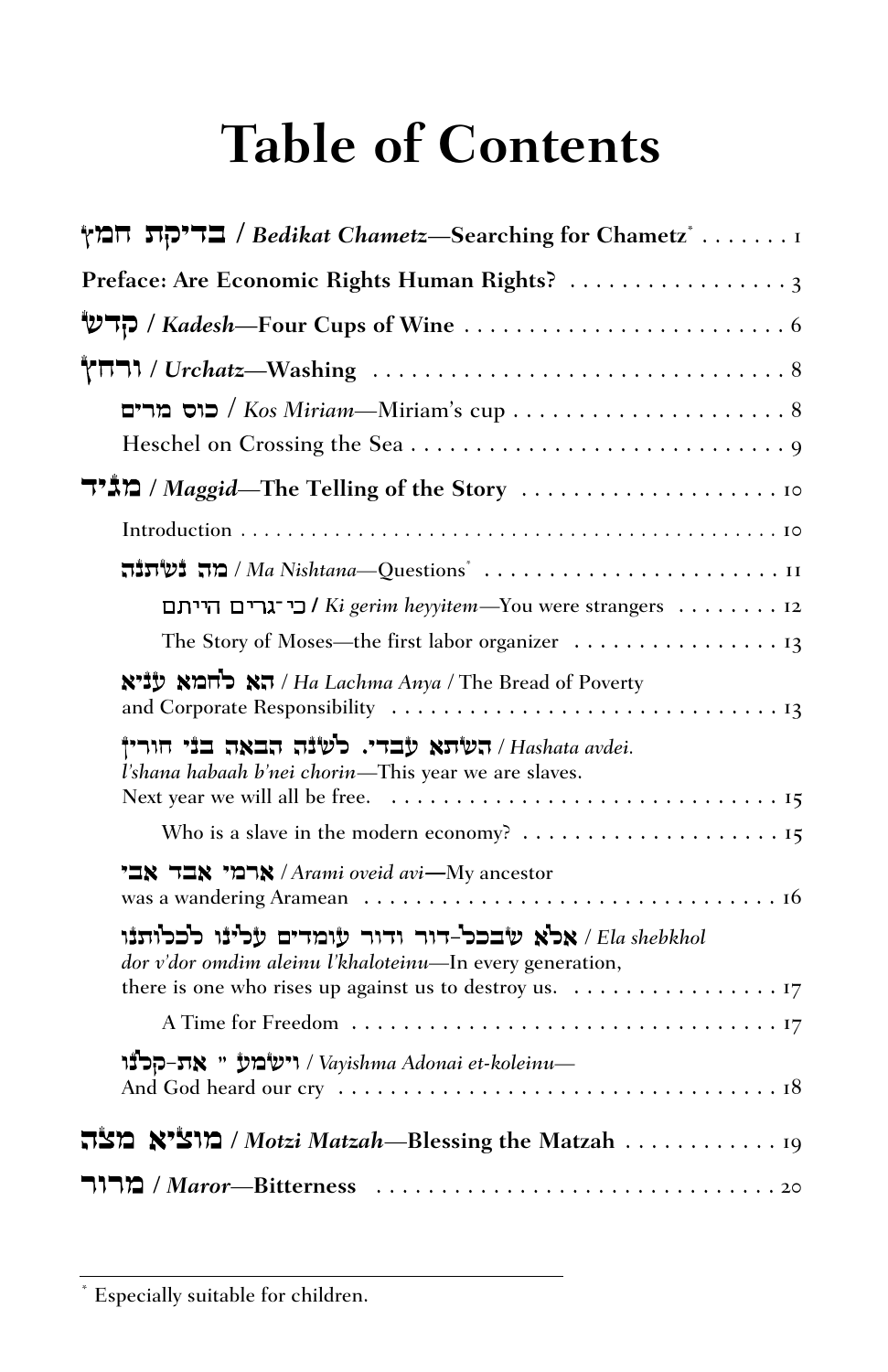# Table of Contents

**בדיקת חמץ / *Bedikat Chametz*—Searching for Chametz*** . . . . . . . 1

**Preface: Are Economic Rights Human Rights?** . . . . . . . . . . . . . . . . . 3

**קדש / *Kadesh*—Four Cups of Wine** . . . . . . . . . . . . . . . . . . . . . . . . . 6

**ורחץ / *Urchatz*—Washing** . . . . . . . . . . . . . . . . . . . . . . . . . . . . . . . . 8

- כוס מרים / *Kos Miriam*—Miriam's cup . . . . . . . . . . . . . . . . . . . . . . 8
- Heschel on Crossing the Sea . . . . . . . . . . . . . . . . . . . . . . . . . . . . . . 9

**מגיד / *Maggid*—The Telling of the Story** . . . . . . . . . . . . . . . . . . . . 10

- Introduction . . . . . . . . . . . . . . . . . . . . . . . . . . . . . . . . . . . . . . . . . . . 10
- מה נשתנה / *Ma Nishtana*—Questions* . . . . . . . . . . . . . . . . . . . . . . . . 11
  - כי־גרים הייתם / *Ki gerim heyyitem*—You were strangers . . . . . . . . 12
  - The Story of Moses—the first labor organizer . . . . . . . . . . . . . . . . 13
- הא לחמא עניא / *Ha Lachma Anya* / The Bread of Poverty and Corporate Responsibility . . . . . . . . . . . . . . . . . . . . . . . . . . . . . . 13
- השתא עבדי. לשנה הבאה בני חורין / *Hashata avdei. l'shana habaah b'nei chorin*—This year we are slaves. Next year we will all be free. . . . . . . . . . . . . . . . . . . . . . . . . . . . . . . 15
  - Who is a slave in the modern economy? . . . . . . . . . . . . . . . . . . . . 15
- ארמי אבד אבי / *Arami oveid avi*—My ancestor was a wandering Aramean . . . . . . . . . . . . . . . . . . . . . . . . . . . . . . . . . 16
- אלא שבכל-דור ודור עומדים עלינו לכלותנו / *Ela shebkhol dor v'dor omdim aleinu l'khaloteinu*—In every generation, there is one who rises up against us to destroy us. . . . . . . . . . . . . . . . . 17
  - A Time for Freedom . . . . . . . . . . . . . . . . . . . . . . . . . . . . . . . . . . . 17
- וישמע " את-קלנו / *Vayishma Adonai et-koleinu*—And God heard our cry . . . . . . . . . . . . . . . . . . . . . . . . . . . . . . . . . . . 18

**מוציא מצה / *Motzi Matzah*—Blessing the Matzah** . . . . . . . . . . . . 19

**מרור / *Maror*—Bitterness** . . . . . . . . . . . . . . . . . . . . . . . . . . . . . . . . 20

---

\* Especially suitable for children.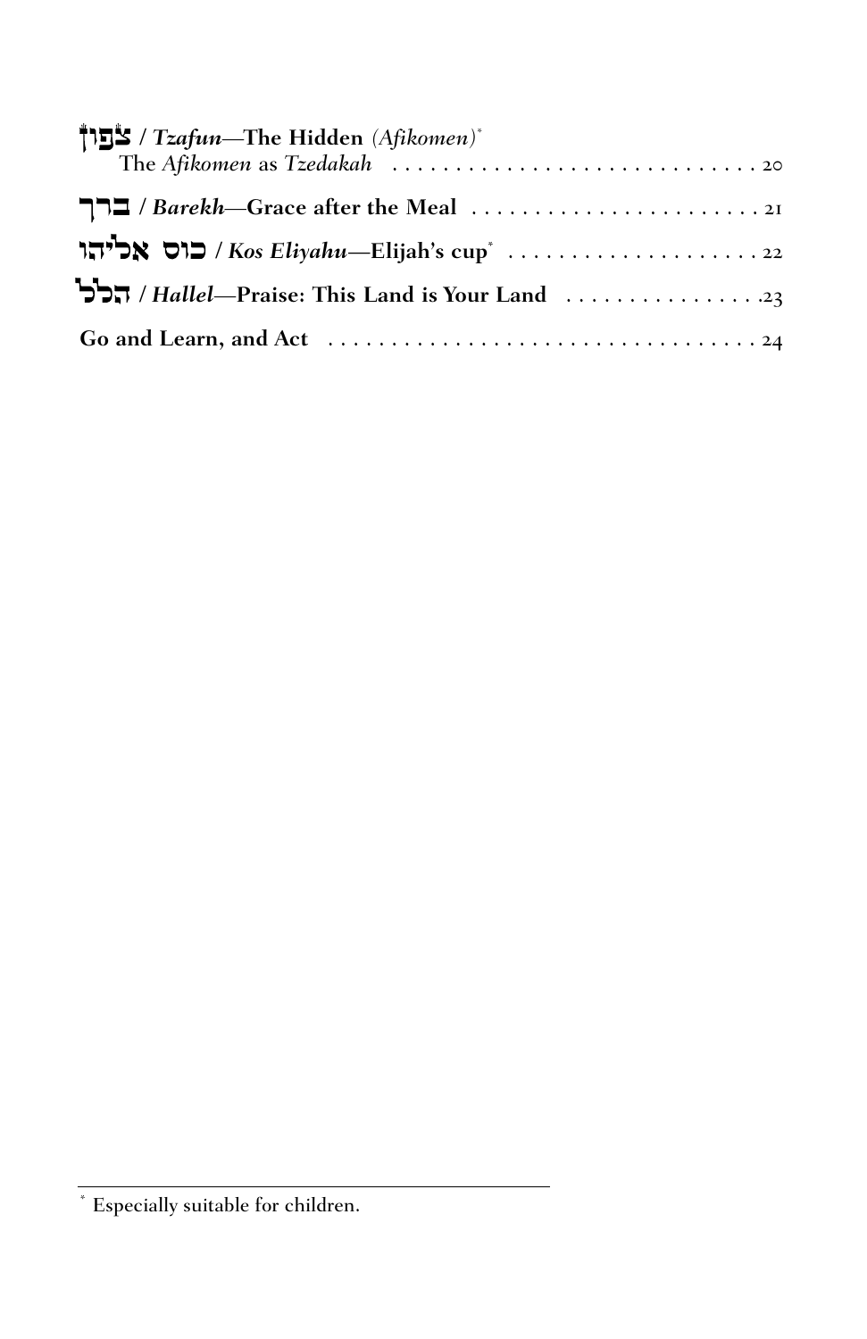**צָפוּן / *Tzafun*—The Hidden** *(Afikomen)**
The *Afikomen* as *Tzedakah* . . . . . . . . . . . . . . . . . . . . . . . . . . . . . . 20

**בָּרֵךְ / *Barekh*—Grace after the Meal** . . . . . . . . . . . . . . . . . . . . . . . . . 21

**כּוֹס אֵלִיָּהוּ / *Kos Eliyahu*—Elijah's cup*** . . . . . . . . . . . . . . . . . . . . . 22

**הַלֵּל / *Hallel*—Praise: This Land is Your Land** . . . . . . . . . . . . . . . .23

**Go and Learn, and Act** . . . . . . . . . . . . . . . . . . . . . . . . . . . . . . . . . . . 24

---

* Especially suitable for children.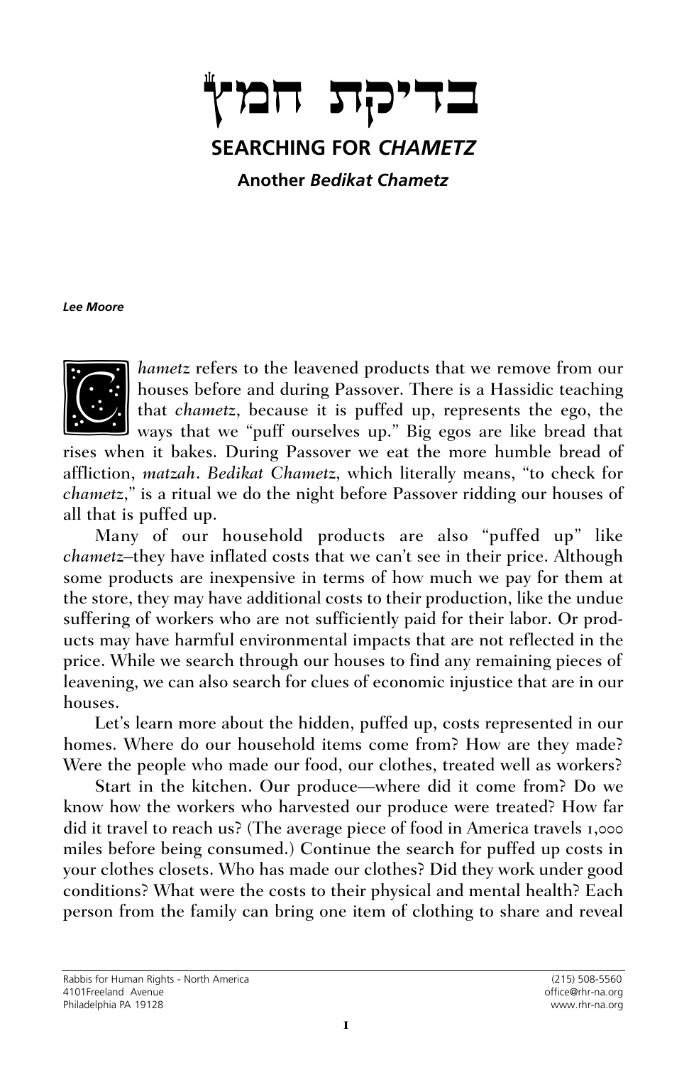# בדיקת חמץ

## SEARCHING FOR *CHAMETZ*

### Another *Bedikat Chametz*

***Lee Moore***

*Chametz* refers to the leavened products that we remove from our houses before and during Passover. There is a Hassidic teaching that *chametz*, because it is puffed up, represents the ego, the ways that we "puff ourselves up." Big egos are like bread that rises when it bakes. During Passover we eat the more humble bread of affliction, *matzah*. *Bedikat Chametz*, which literally means, "to check for *chametz*," is a ritual we do the night before Passover ridding our houses of all that is puffed up.

Many of our household products are also "puffed up" like *chametz*–they have inflated costs that we can't see in their price. Although some products are inexpensive in terms of how much we pay for them at the store, they may have additional costs to their production, like the undue suffering of workers who are not sufficiently paid for their labor. Or products may have harmful environmental impacts that are not reflected in the price. While we search through our houses to find any remaining pieces of leavening, we can also search for clues of economic injustice that are in our houses.

Let's learn more about the hidden, puffed up, costs represented in our homes. Where do our household items come from? How are they made? Were the people who made our food, our clothes, treated well as workers?

Start in the kitchen. Our produce—where did it come from? Do we know how the workers who harvested our produce were treated? How far did it travel to reach us? (The average piece of food in America travels 1,000 miles before being consumed.) Continue the search for puffed up costs in your clothes closets. Who has made our clothes? Did they work under good conditions? What were the costs to their physical and mental health? Each person from the family can bring one item of clothing to share and reveal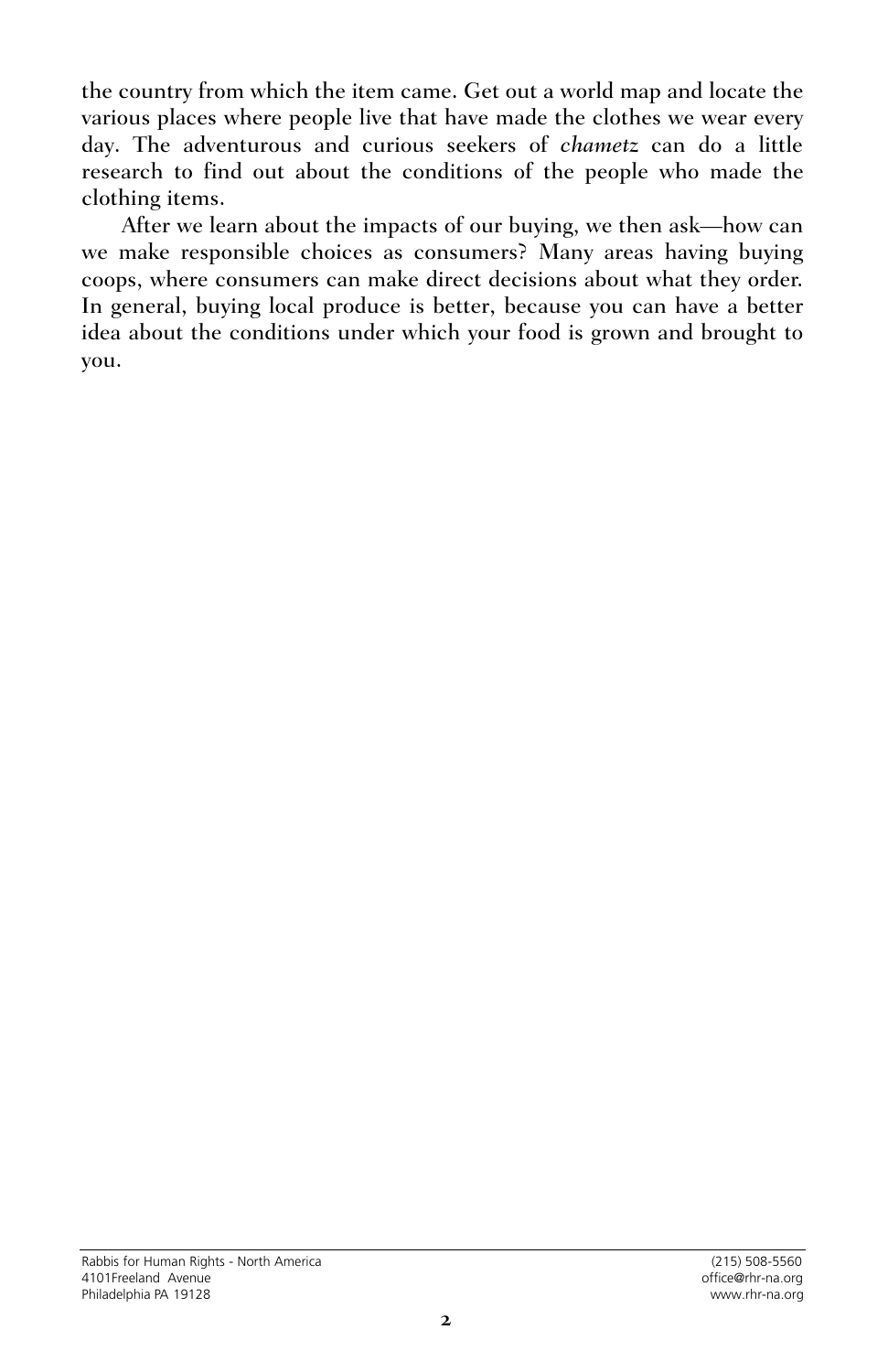the country from which the item came. Get out a world map and locate the various places where people live that have made the clothes we wear every day. The adventurous and curious seekers of *chametz* can do a little research to find out about the conditions of the people who made the clothing items.

After we learn about the impacts of our buying, we then ask—how can we make responsible choices as consumers? Many areas having buying coops, where consumers can make direct decisions about what they order. In general, buying local produce is better, because you can have a better idea about the conditions under which your food is grown and brought to you.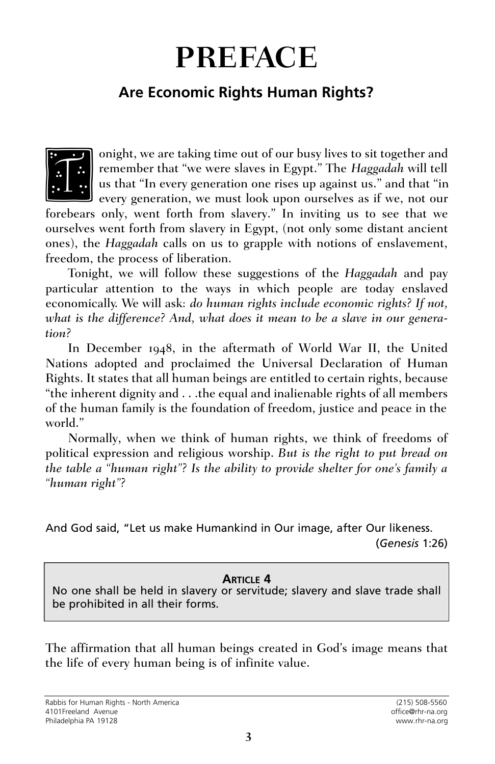# PREFACE

## Are Economic Rights Human Rights?

Tonight, we are taking time out of our busy lives to sit together and remember that "we were slaves in Egypt." The *Haggadah* will tell us that "In every generation one rises up against us." and that "in every generation, we must look upon ourselves as if we, not our forebears only, went forth from slavery." In inviting us to see that we ourselves went forth from slavery in Egypt, (not only some distant ancient ones), the *Haggadah* calls on us to grapple with notions of enslavement, freedom, the process of liberation.

Tonight, we will follow these suggestions of the *Haggadah* and pay particular attention to the ways in which people are today enslaved economically. We will ask: *do human rights include economic rights? If not, what is the difference? And, what does it mean to be a slave in our generation?*

In December 1948, in the aftermath of World War II, the United Nations adopted and proclaimed the Universal Declaration of Human Rights. It states that all human beings are entitled to certain rights, because "the inherent dignity and . . .the equal and inalienable rights of all members of the human family is the foundation of freedom, justice and peace in the world."

Normally, when we think of human rights, we think of freedoms of political expression and religious worship. *But is the right to put bread on the table a "human right"? Is the ability to provide shelter for one's family a "human right"?*

And God said, "Let us make Humankind in Our image, after Our likeness.
(*Genesis* 1:26)

> **ARTICLE 4**
> No one shall be held in slavery or servitude; slavery and slave trade shall be prohibited in all their forms.

The affirmation that all human beings created in God's image means that the life of every human being is of infinite value.

Rabbis for Human Rights - North America
4101Freeland Avenue
Philadelphia PA 19128
(215) 508-5560
office@rhr-na.org
www.rhr-na.org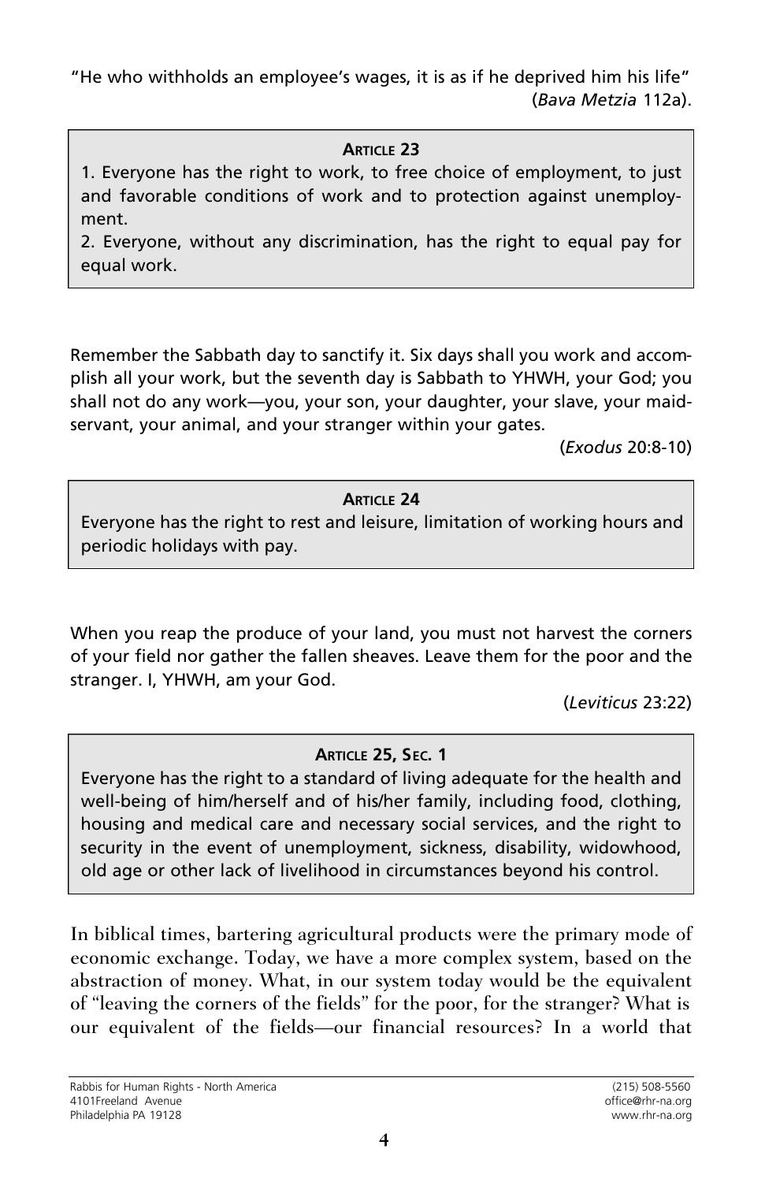"He who withholds an employee's wages, it is as if he deprived him his life" (*Bava Metzia* 112a).

> **ARTICLE 23**
>
> 1. Everyone has the right to work, to free choice of employment, to just and favorable conditions of work and to protection against unemployment.
> 2. Everyone, without any discrimination, has the right to equal pay for equal work.

Remember the Sabbath day to sanctify it. Six days shall you work and accomplish all your work, but the seventh day is Sabbath to YHWH, your God; you shall not do any work—you, your son, your daughter, your slave, your maidservant, your animal, and your stranger within your gates.

(*Exodus* 20:8-10)

> **ARTICLE 24**
>
> Everyone has the right to rest and leisure, limitation of working hours and periodic holidays with pay.

When you reap the produce of your land, you must not harvest the corners of your field nor gather the fallen sheaves. Leave them for the poor and the stranger. I, YHWH, am your God.

(*Leviticus* 23:22)

> **ARTICLE 25, SEC. 1**
>
> Everyone has the right to a standard of living adequate for the health and well-being of him/herself and of his/her family, including food, clothing, housing and medical care and necessary social services, and the right to security in the event of unemployment, sickness, disability, widowhood, old age or other lack of livelihood in circumstances beyond his control.

In biblical times, bartering agricultural products were the primary mode of economic exchange. Today, we have a more complex system, based on the abstraction of money. What, in our system today would be the equivalent of "leaving the corners of the fields" for the poor, for the stranger? What is our equivalent of the fields—our financial resources? In a world that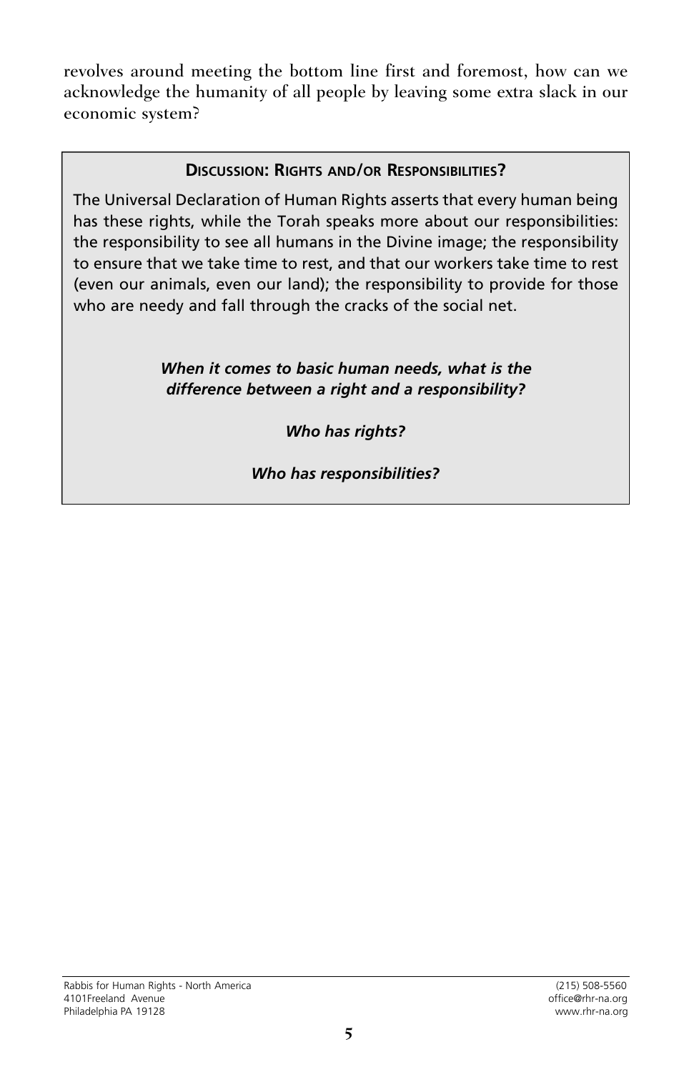revolves around meeting the bottom line first and foremost, how can we acknowledge the humanity of all people by leaving some extra slack in our economic system?

### Discussion: Rights and/or Responsibilities?

The Universal Declaration of Human Rights asserts that every human being has these rights, while the Torah speaks more about our responsibilities: the responsibility to see all humans in the Divine image; the responsibility to ensure that we take time to rest, and that our workers take time to rest (even our animals, even our land); the responsibility to provide for those who are needy and fall through the cracks of the social net.

***When it comes to basic human needs, what is the difference between a right and a responsibility?***

***Who has rights?***

***Who has responsibilities?***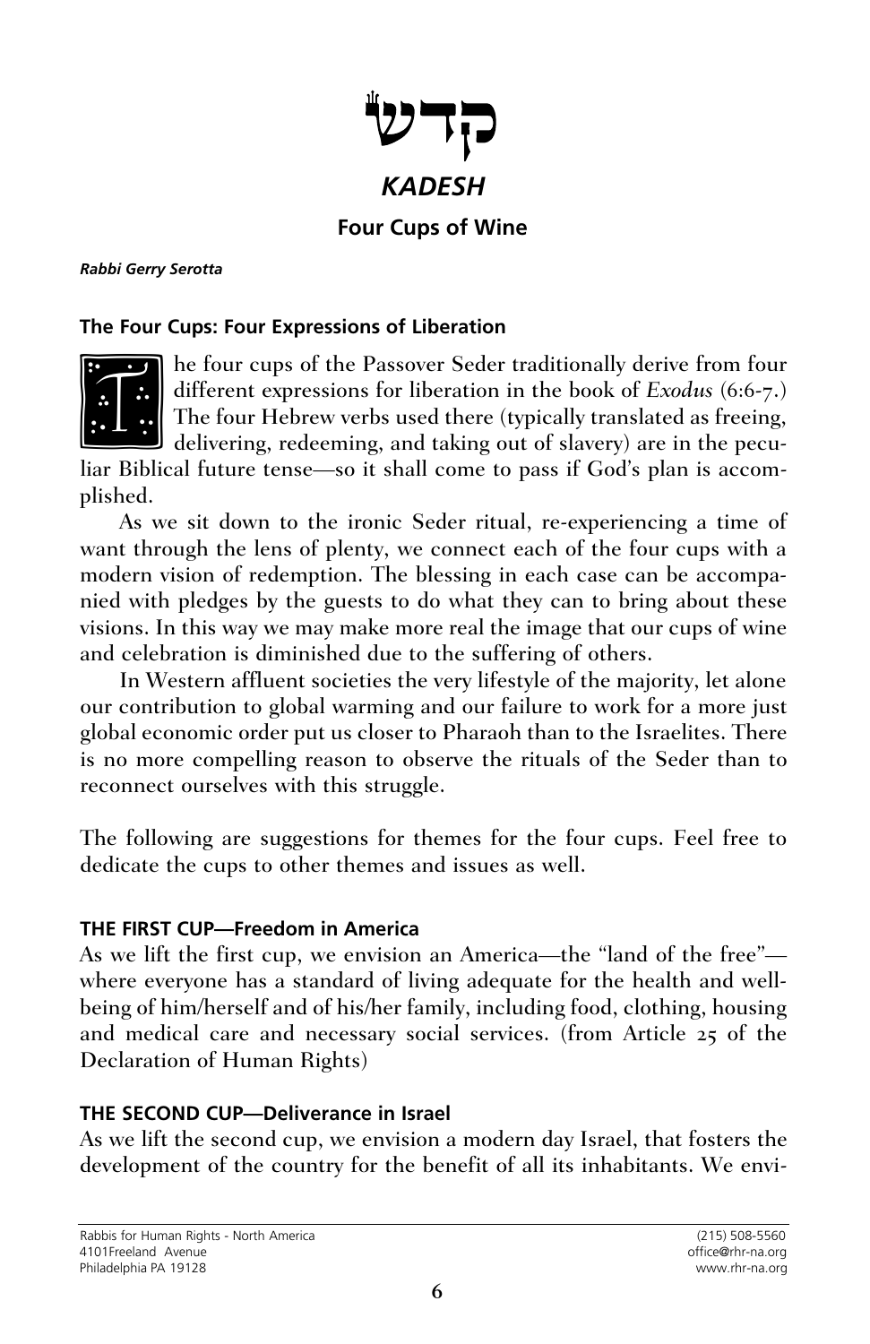# קדש

## *KADESH*

### Four Cups of Wine

***Rabbi Gerry Serotta***

**The Four Cups: Four Expressions of Liberation**

The four cups of the Passover Seder traditionally derive from four different expressions for liberation in the book of *Exodus* (6:6-7.) The four Hebrew verbs used there (typically translated as freeing, delivering, redeeming, and taking out of slavery) are in the peculiar Biblical future tense—so it shall come to pass if God's plan is accomplished.

As we sit down to the ironic Seder ritual, re-experiencing a time of want through the lens of plenty, we connect each of the four cups with a modern vision of redemption. The blessing in each case can be accompanied with pledges by the guests to do what they can to bring about these visions. In this way we may make more real the image that our cups of wine and celebration is diminished due to the suffering of others.

In Western affluent societies the very lifestyle of the majority, let alone our contribution to global warming and our failure to work for a more just global economic order put us closer to Pharaoh than to the Israelites. There is no more compelling reason to observe the rituals of the Seder than to reconnect ourselves with this struggle.

The following are suggestions for themes for the four cups. Feel free to dedicate the cups to other themes and issues as well.

**THE FIRST CUP—Freedom in America**

As we lift the first cup, we envision an America—the "land of the free"—where everyone has a standard of living adequate for the health and well-being of him/herself and of his/her family, including food, clothing, housing and medical care and necessary social services. (from Article 25 of the Declaration of Human Rights)

**THE SECOND CUP—Deliverance in Israel**

As we lift the second cup, we envision a modern day Israel, that fosters the development of the country for the benefit of all its inhabitants. We envi-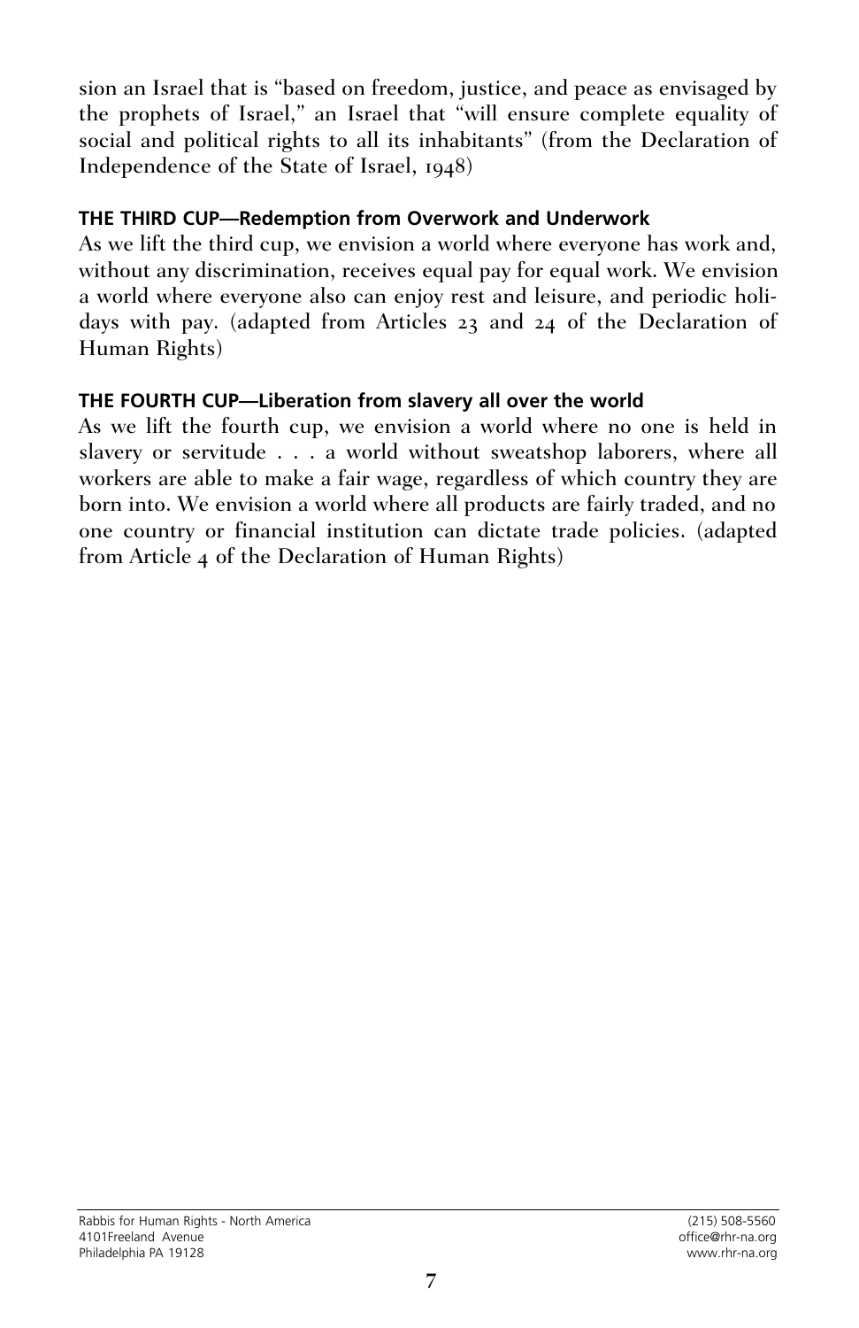sion an Israel that is "based on freedom, justice, and peace as envisaged by the prophets of Israel," an Israel that "will ensure complete equality of social and political rights to all its inhabitants" (from the Declaration of Independence of the State of Israel, 1948)

**THE THIRD CUP—Redemption from Overwork and Underwork**

As we lift the third cup, we envision a world where everyone has work and, without any discrimination, receives equal pay for equal work. We envision a world where everyone also can enjoy rest and leisure, and periodic holidays with pay. (adapted from Articles 23 and 24 of the Declaration of Human Rights)

**THE FOURTH CUP—Liberation from slavery all over the world**

As we lift the fourth cup, we envision a world where no one is held in slavery or servitude . . . a world without sweatshop laborers, where all workers are able to make a fair wage, regardless of which country they are born into. We envision a world where all products are fairly traded, and no one country or financial institution can dictate trade policies. (adapted from Article 4 of the Declaration of Human Rights)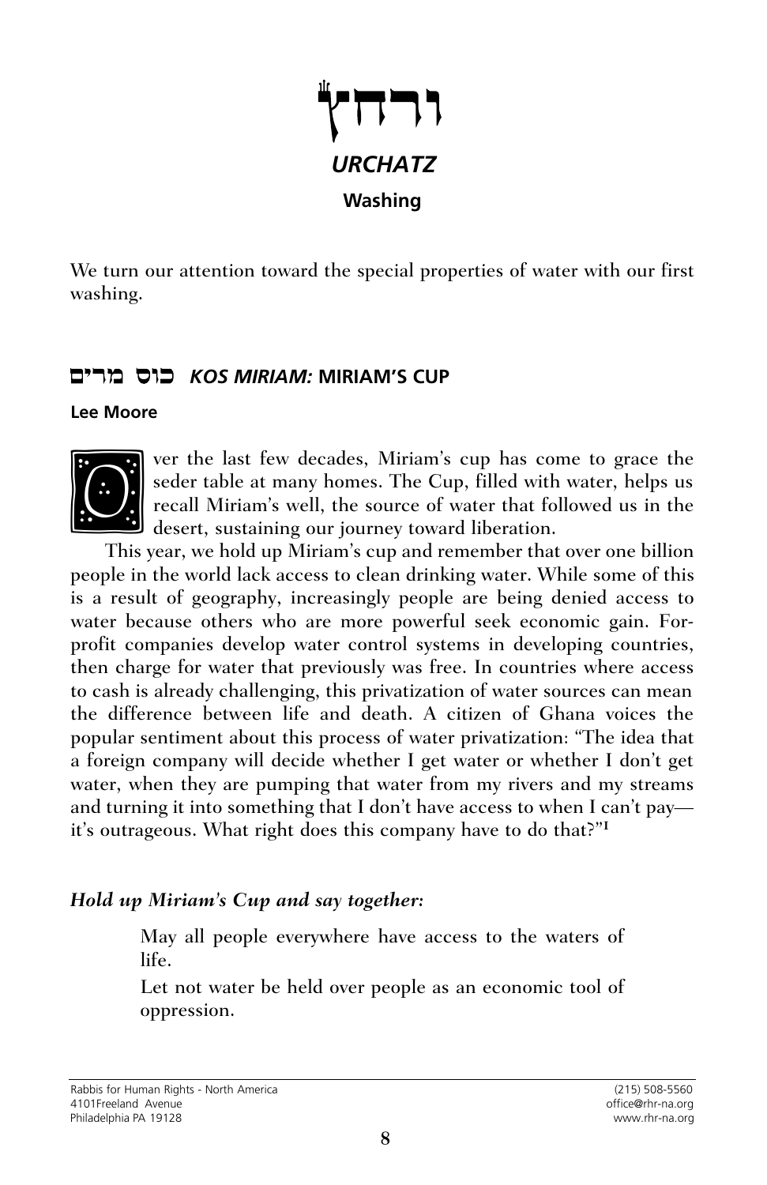# ורחץ

## *URCHATZ*

**Washing**

We turn our attention toward the special properties of water with our first washing.

### כוס מרים *KOS MIRIAM:* MIRIAM'S CUP

**Lee Moore**

Over the last few decades, Miriam's cup has come to grace the seder table at many homes. The Cup, filled with water, helps us recall Miriam's well, the source of water that followed us in the desert, sustaining our journey toward liberation.

This year, we hold up Miriam's cup and remember that over one billion people in the world lack access to clean drinking water. While some of this is a result of geography, increasingly people are being denied access to water because others who are more powerful seek economic gain. For-profit companies develop water control systems in developing countries, then charge for water that previously was free. In countries where access to cash is already challenging, this privatization of water sources can mean the difference between life and death. A citizen of Ghana voices the popular sentiment about this process of water privatization: "The idea that a foreign company will decide whether I get water or whether I don't get water, when they are pumping that water from my rivers and my streams and turning it into something that I don't have access to when I can't pay—it's outrageous. What right does this company have to do that?"[1]

***Hold up Miriam's Cup and say together:***

> May all people everywhere have access to the waters of life.
>
> Let not water be held over people as an economic tool of oppression.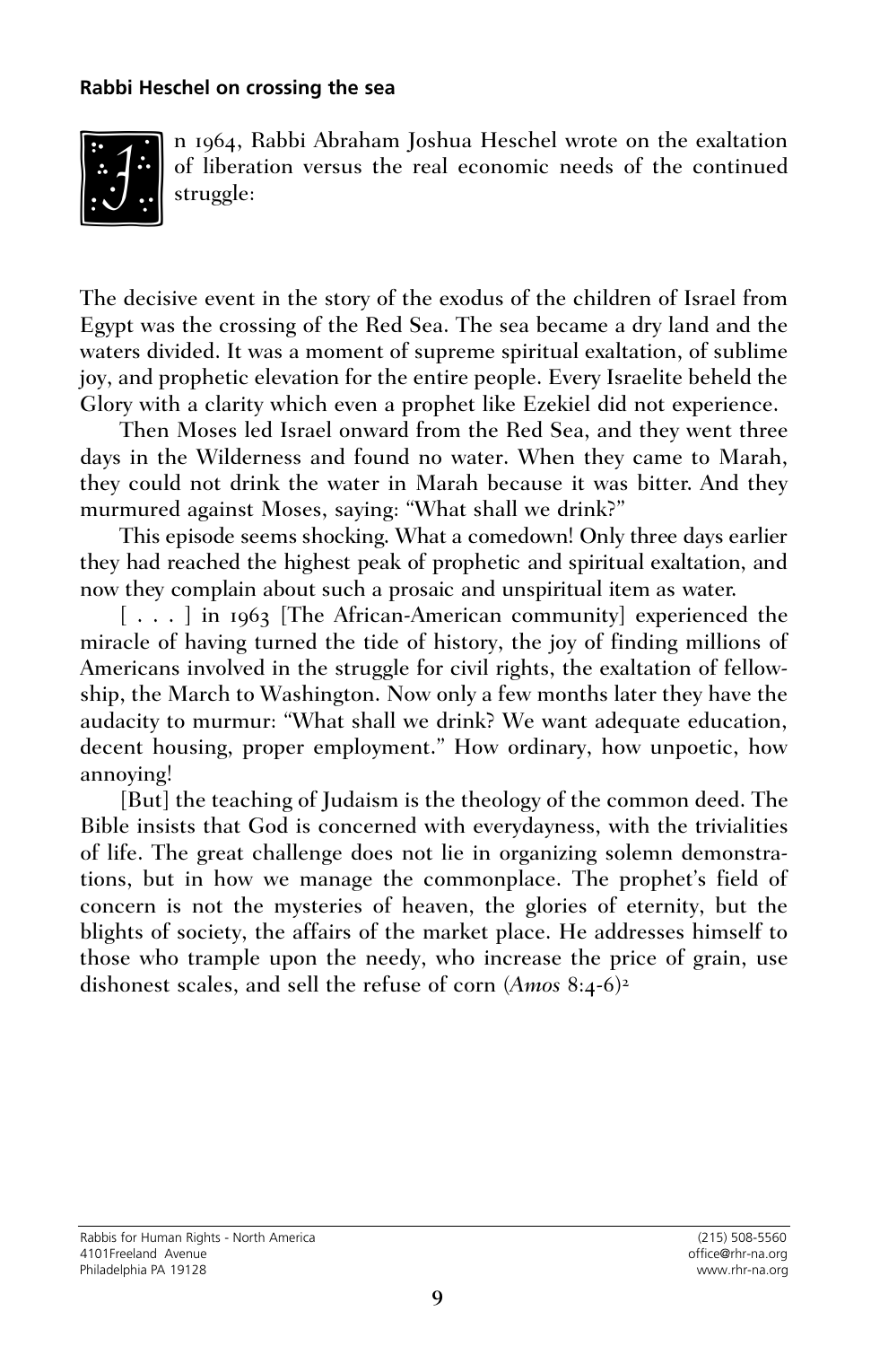**Rabbi Heschel on crossing the sea**

In 1964, Rabbi Abraham Joshua Heschel wrote on the exaltation of liberation versus the real economic needs of the continued struggle:

The decisive event in the story of the exodus of the children of Israel from Egypt was the crossing of the Red Sea. The sea became a dry land and the waters divided. It was a moment of supreme spiritual exaltation, of sublime joy, and prophetic elevation for the entire people. Every Israelite beheld the Glory with a clarity which even a prophet like Ezekiel did not experience.

Then Moses led Israel onward from the Red Sea, and they went three days in the Wilderness and found no water. When they came to Marah, they could not drink the water in Marah because it was bitter. And they murmured against Moses, saying: "What shall we drink?"

This episode seems shocking. What a comedown! Only three days earlier they had reached the highest peak of prophetic and spiritual exaltation, and now they complain about such a prosaic and unspiritual item as water.

[ . . . ] in 1963 [The African-American community] experienced the miracle of having turned the tide of history, the joy of finding millions of Americans involved in the struggle for civil rights, the exaltation of fellowship, the March to Washington. Now only a few months later they have the audacity to murmur: "What shall we drink? We want adequate education, decent housing, proper employment." How ordinary, how unpoetic, how annoying!

[But] the teaching of Judaism is the theology of the common deed. The Bible insists that God is concerned with everydayness, with the trivialities of life. The great challenge does not lie in organizing solemn demonstrations, but in how we manage the commonplace. The prophet's field of concern is not the mysteries of heaven, the glories of eternity, but the blights of society, the affairs of the market place. He addresses himself to those who trample upon the needy, who increase the price of grain, use dishonest scales, and sell the refuse of corn (*Amos* 8:4-6)[2]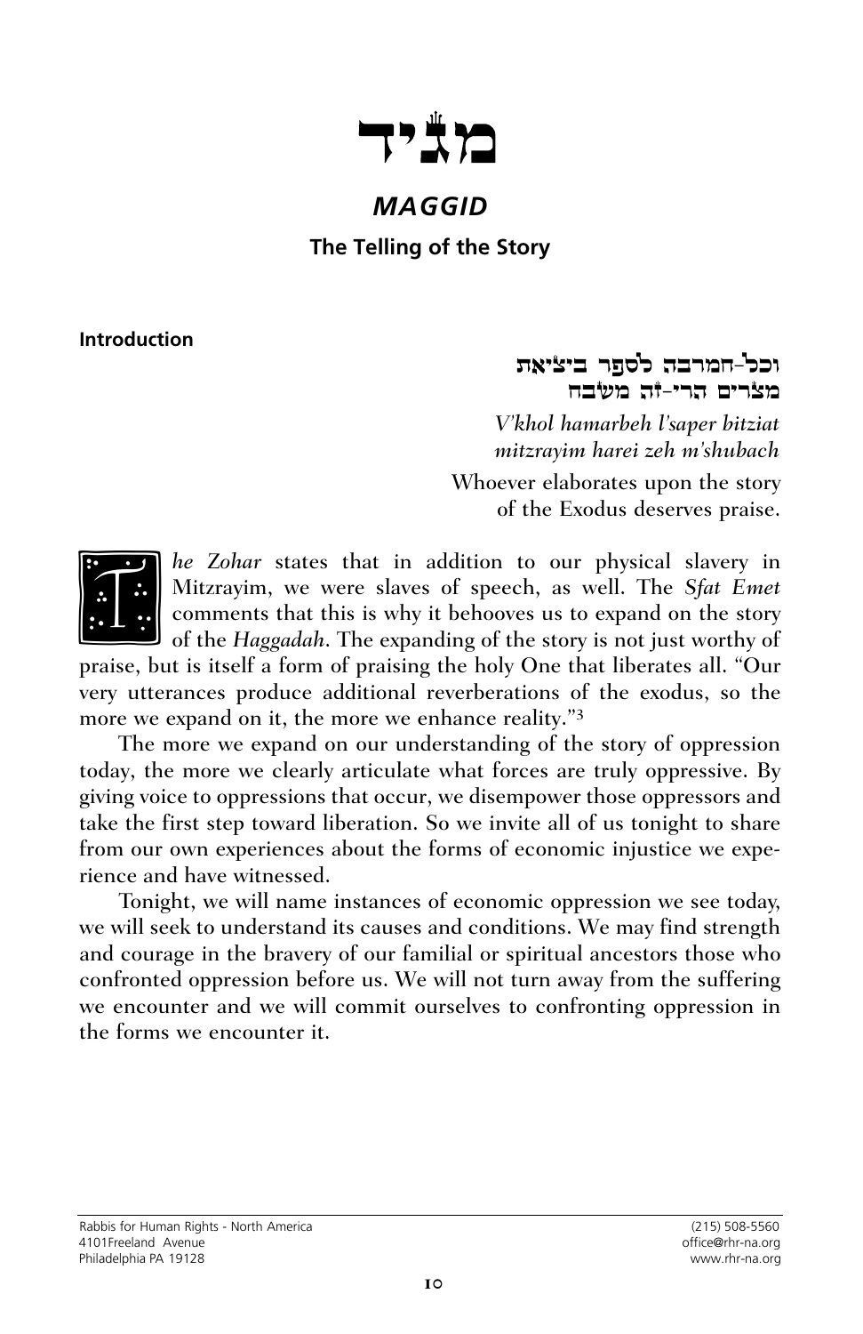# מגּיד

## *MAGGID*

### The Telling of the Story

**Introduction**

וכל-המרבה לספר ביציאת מצרים הרי-זה משׁבח

*V'khol hamarbeh l'saper bitziat mitzrayim harei zeh m'shubach*

Whoever elaborates upon the story of the Exodus deserves praise.

T*he Zohar* states that in addition to our physical slavery in Mitzrayim, we were slaves of speech, as well. The *Sfat Emet* comments that this is why it behooves us to expand on the story of the *Haggadah*. The expanding of the story is not just worthy of praise, but is itself a form of praising the holy One that liberates all. "Our very utterances produce additional reverberations of the exodus, so the more we expand on it, the more we enhance reality."[3]

The more we expand on our understanding of the story of oppression today, the more we clearly articulate what forces are truly oppressive. By giving voice to oppressions that occur, we disempower those oppressors and take the first step toward liberation. So we invite all of us tonight to share from our own experiences about the forms of economic injustice we experience and have witnessed.

Tonight, we will name instances of economic oppression we see today, we will seek to understand its causes and conditions. We may find strength and courage in the bravery of our familial or spiritual ancestors those who confronted oppression before us. We will not turn away from the suffering we encounter and we will commit ourselves to confronting oppression in the forms we encounter it.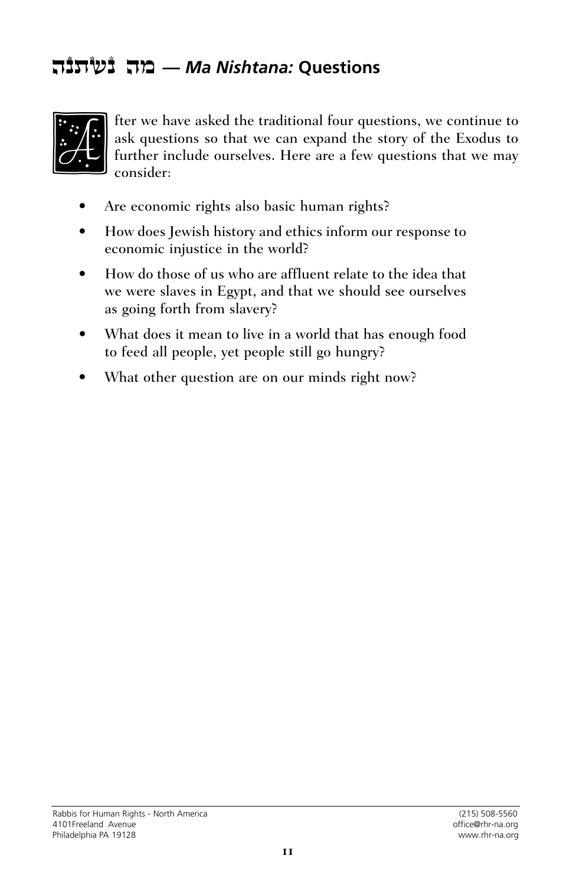## מַה נִּשְׁתַּנָּה — *Ma Nishtana:* Questions

After we have asked the traditional four questions, we continue to ask questions so that we can expand the story of the Exodus to further include ourselves. Here are a few questions that we may consider:

- Are economic rights also basic human rights?
- How does Jewish history and ethics inform our response to economic injustice in the world?
- How do those of us who are affluent relate to the idea that we were slaves in Egypt, and that we should see ourselves as going forth from slavery?
- What does it mean to live in a world that has enough food to feed all people, yet people still go hungry?
- What other question are on our minds right now?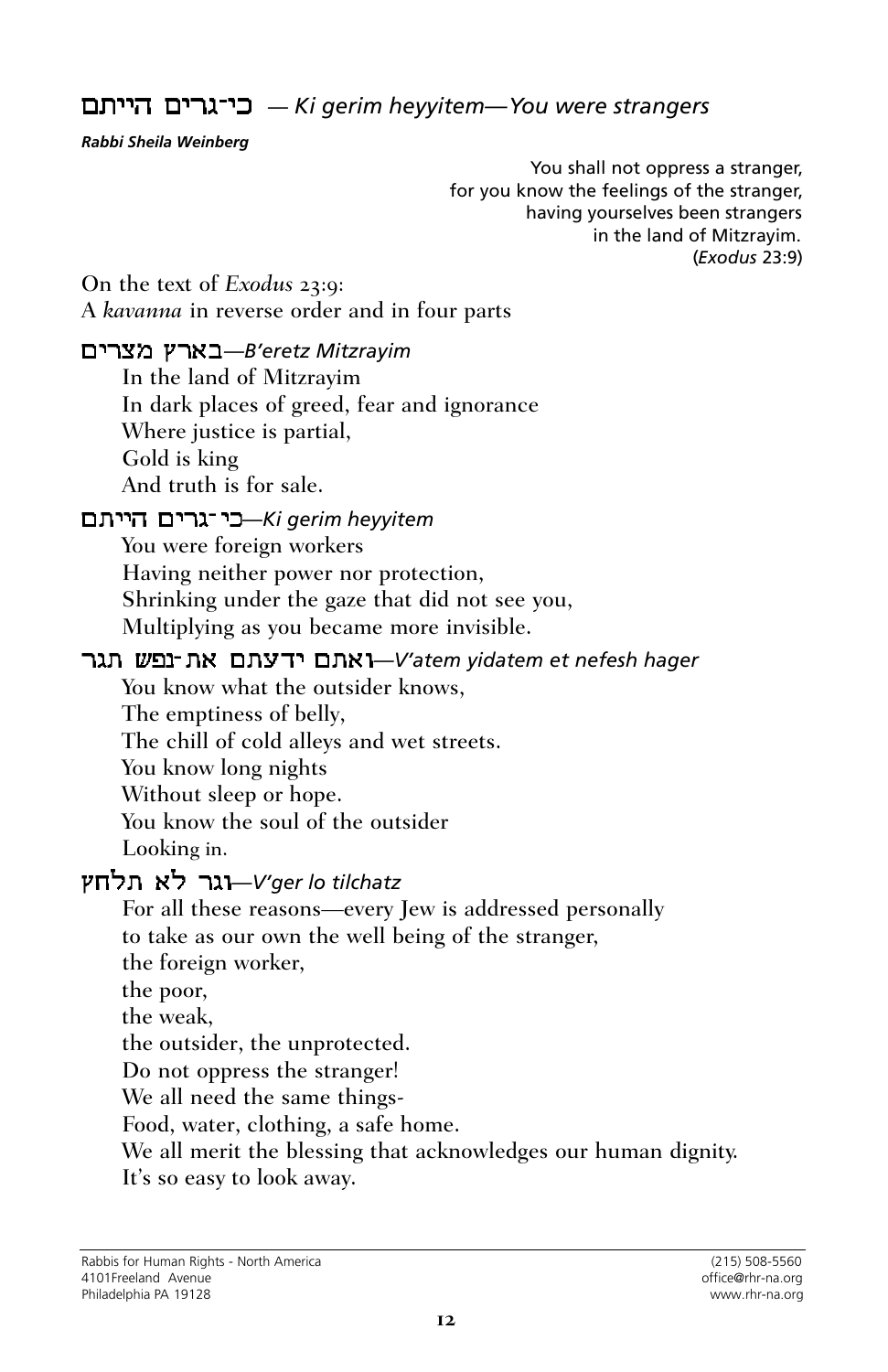## כי־גרים הייתם — *Ki gerim heyyitem—You were strangers*

***Rabbi Sheila Weinberg***

> You shall not oppress a stranger,
> for you know the feelings of the stranger,
> having yourselves been strangers
> in the land of Mitzrayim.
> (*Exodus* 23:9)

On the text of *Exodus* 23:9:
A *kavanna* in reverse order and in four parts

### בארץ מצרים—*B'eretz Mitzrayim*

In the land of Mitzrayim
In dark places of greed, fear and ignorance
Where justice is partial,
Gold is king
And truth is for sale.

### כי־גרים הייתם—*Ki gerim heyyitem*

You were foreign workers
Having neither power nor protection,
Shrinking under the gaze that did not see you,
Multiplying as you became more invisible.

### ואתם ידעתם את־נפש הגר—*V'atem yidatem et nefesh hager*

You know what the outsider knows,
The emptiness of belly,
The chill of cold alleys and wet streets.
You know long nights
Without sleep or hope.
You know the soul of the outsider
Looking in.

### וגר לא תלחץ—*V'ger lo tilchatz*

For all these reasons—every Jew is addressed personally
to take as our own the well being of the stranger,
the foreign worker,
the poor,
the weak,
the outsider, the unprotected.
Do not oppress the stranger!
We all need the same things-
Food, water, clothing, a safe home.
We all merit the blessing that acknowledges our human dignity.
It's so easy to look away.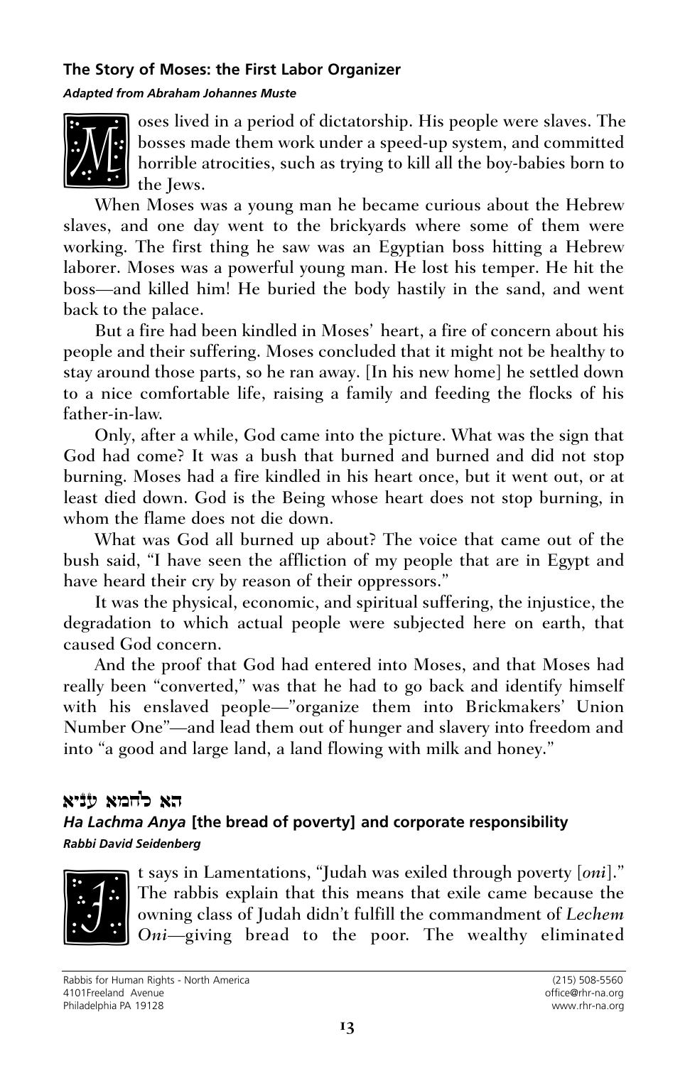### The Story of Moses: the First Labor Organizer

***Adapted from Abraham Johannes Muste***

Moses lived in a period of dictatorship. His people were slaves. The bosses made them work under a speed-up system, and committed horrible atrocities, such as trying to kill all the boy-babies born to the Jews.

When Moses was a young man he became curious about the Hebrew slaves, and one day went to the brickyards where some of them were working. The first thing he saw was an Egyptian boss hitting a Hebrew laborer. Moses was a powerful young man. He lost his temper. He hit the boss—and killed him! He buried the body hastily in the sand, and went back to the palace.

But a fire had been kindled in Moses' heart, a fire of concern about his people and their suffering. Moses concluded that it might not be healthy to stay around those parts, so he ran away. [In his new home] he settled down to a nice comfortable life, raising a family and feeding the flocks of his father-in-law.

Only, after a while, God came into the picture. What was the sign that God had come? It was a bush that burned and burned and did not stop burning. Moses had a fire kindled in his heart once, but it went out, or at least died down. God is the Being whose heart does not stop burning, in whom the flame does not die down.

What was God all burned up about? The voice that came out of the bush said, "I have seen the affliction of my people that are in Egypt and have heard their cry by reason of their oppressors."

It was the physical, economic, and spiritual suffering, the injustice, the degradation to which actual people were subjected here on earth, that caused God concern.

And the proof that God had entered into Moses, and that Moses had really been "converted," was that he had to go back and identify himself with his enslaved people—"organize them into Brickmakers' Union Number One"—and lead them out of hunger and slavery into freedom and into "a good and large land, a land flowing with milk and honey."

## הא לחמא עַנְיָא

### *Ha Lachma Anya* [the bread of poverty] and corporate responsibility

***Rabbi David Seidenberg***

It says in Lamentations, "Judah was exiled through poverty [*oni*]." The rabbis explain that this means that exile came because the owning class of Judah didn't fulfill the commandment of *Lechem Oni*—giving bread to the poor. The wealthy eliminated

Rabbis for Human Rights - North America (215) 508-5560
4101Freeland Avenue office@rhr-na.org
Philadelphia PA 19128 www.rhr-na.org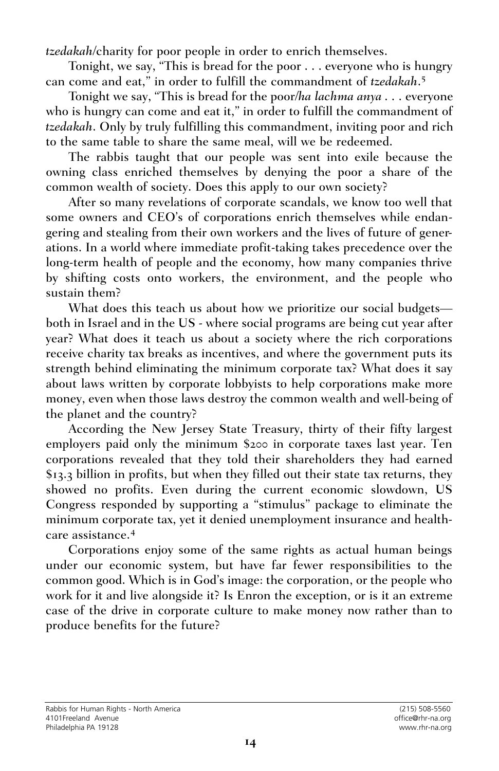*tzedakah*/charity for poor people in order to enrich themselves.

Tonight, we say, "This is bread for the poor . . . everyone who is hungry can come and eat," in order to fulfill the commandment of *tzedakah*.[5]

Tonight we say, "This is bread for the poor/*ha lachma anya* . . . everyone who is hungry can come and eat it," in order to fulfill the commandment of *tzedakah*. Only by truly fulfilling this commandment, inviting poor and rich to the same table to share the same meal, will we be redeemed.

The rabbis taught that our people was sent into exile because the owning class enriched themselves by denying the poor a share of the common wealth of society. Does this apply to our own society?

After so many revelations of corporate scandals, we know too well that some owners and CEO's of corporations enrich themselves while endangering and stealing from their own workers and the lives of future of generations. In a world where immediate profit-taking takes precedence over the long-term health of people and the economy, how many companies thrive by shifting costs onto workers, the environment, and the people who sustain them?

What does this teach us about how we prioritize our social budgets—both in Israel and in the US - where social programs are being cut year after year? What does it teach us about a society where the rich corporations receive charity tax breaks as incentives, and where the government puts its strength behind eliminating the minimum corporate tax? What does it say about laws written by corporate lobbyists to help corporations make more money, even when those laws destroy the common wealth and well-being of the planet and the country?

According the New Jersey State Treasury, thirty of their fifty largest employers paid only the minimum $200 in corporate taxes last year. Ten corporations revealed that they told their shareholders they had earned $13.3 billion in profits, but when they filled out their state tax returns, they showed no profits. Even during the current economic slowdown, US Congress responded by supporting a "stimulus" package to eliminate the minimum corporate tax, yet it denied unemployment insurance and healthcare assistance.[4]

Corporations enjoy some of the same rights as actual human beings under our economic system, but have far fewer responsibilities to the common good. Which is in God's image: the corporation, or the people who work for it and live alongside it? Is Enron the exception, or is it an extreme case of the drive in corporate culture to make money now rather than to produce benefits for the future?

Rabbis for Human Rights - North America
4101Freeland Avenue
Philadelphia PA 19128

(215) 508-5560
office@rhr-na.org
www.rhr-na.org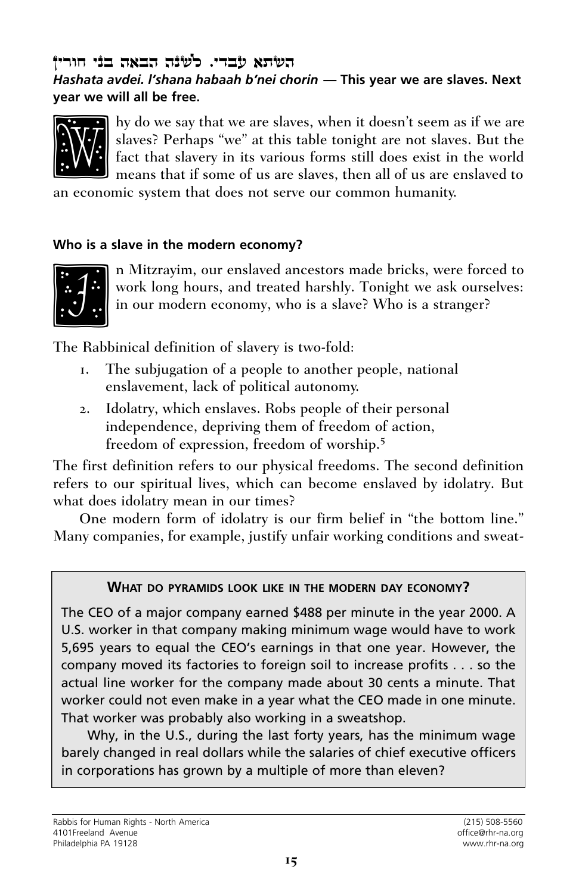## השתא עבדי. לשנה הבאה בני חורין

***Hashata avdei. l'shana habaah b'nei chorin* — This year we are slaves. Next year we will all be free.**

Why do we say that we are slaves, when it doesn't seem as if we are slaves? Perhaps "we" at this table tonight are not slaves. But the fact that slavery in its various forms still does exist in the world means that if some of us are slaves, then all of us are enslaved to an economic system that does not serve our common humanity.

### Who is a slave in the modern economy?

In Mitzrayim, our enslaved ancestors made bricks, were forced to work long hours, and treated harshly. Tonight we ask ourselves: in our modern economy, who is a slave? Who is a stranger?

The Rabbinical definition of slavery is two-fold:

1. The subjugation of a people to another people, national enslavement, lack of political autonomy.
2. Idolatry, which enslaves. Robs people of their personal independence, depriving them of freedom of action, freedom of expression, freedom of worship.[5]

The first definition refers to our physical freedoms. The second definition refers to our spiritual lives, which can become enslaved by idolatry. But what does idolatry mean in our times?

One modern form of idolatry is our firm belief in "the bottom line." Many companies, for example, justify unfair working conditions and sweat-

> **WHAT DO PYRAMIDS LOOK LIKE IN THE MODERN DAY ECONOMY?**
>
> The CEO of a major company earned $488 per minute in the year 2000. A U.S. worker in that company making minimum wage would have to work 5,695 years to equal the CEO's earnings in that one year. However, the company moved its factories to foreign soil to increase profits . . . so the actual line worker for the company made about 30 cents a minute. That worker could not even make in a year what the CEO made in one minute. That worker was probably also working in a sweatshop.
>
> Why, in the U.S., during the last forty years, has the minimum wage barely changed in real dollars while the salaries of chief executive officers in corporations has grown by a multiple of more than eleven?

Rabbis for Human Rights - North America
4101Freeland Avenue
Philadelphia PA 19128
(215) 508-5560
office@rhr-na.org
www.rhr-na.org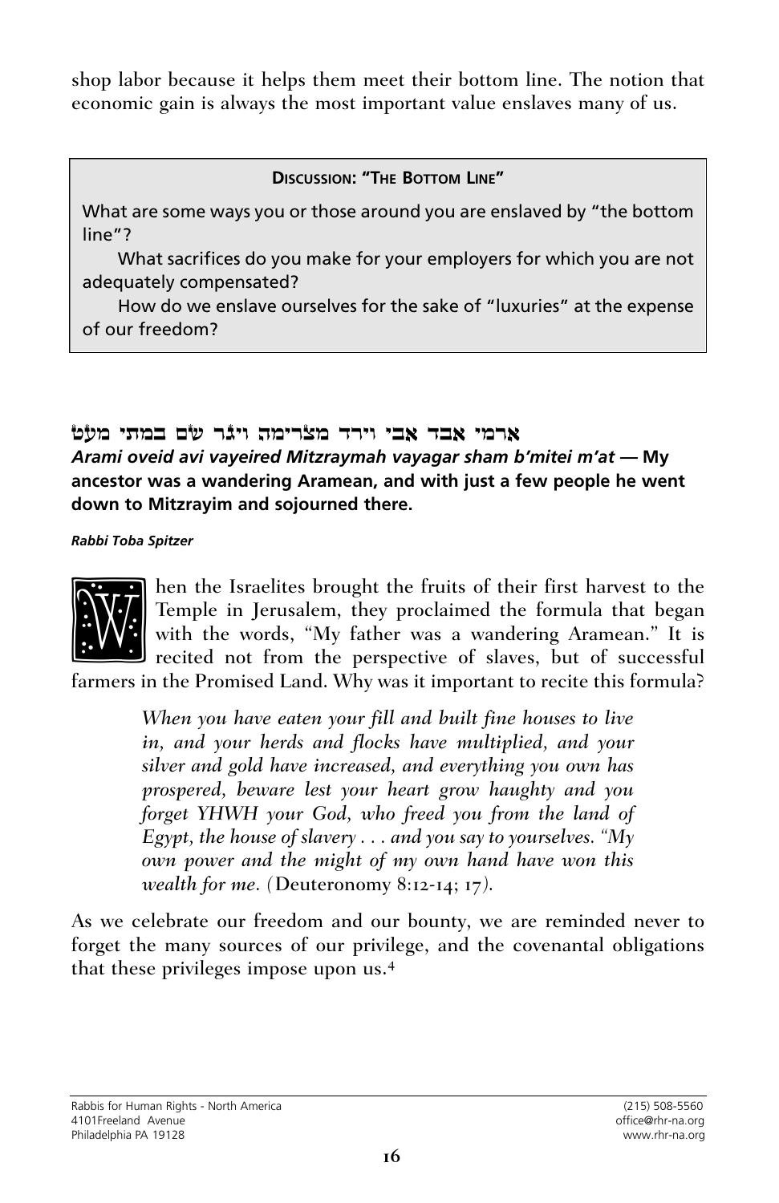shop labor because it helps them meet their bottom line. The notion that economic gain is always the most important value enslaves many of us.

> **DISCUSSION: "THE BOTTOM LINE"**
>
> What are some ways you or those around you are enslaved by "the bottom line"?
>
> What sacrifices do you make for your employers for which you are not adequately compensated?
>
> How do we enslave ourselves for the sake of "luxuries" at the expense of our freedom?

### ארמי אבד אבי וירד מצרימה ויגר שם במתי מעט

***Arami oveid avi vayeired Mitzraymah vayagar sham b'mitei m'at* — My ancestor was a wandering Aramean, and with just a few people he went down to Mitzrayim and sojourned there.**

***Rabbi Toba Spitzer***

When the Israelites brought the fruits of their first harvest to the Temple in Jerusalem, they proclaimed the formula that began with the words, "My father was a wandering Aramean." It is recited not from the perspective of slaves, but of successful farmers in the Promised Land. Why was it important to recite this formula?

> *When you have eaten your fill and built fine houses to live in, and your herds and flocks have multiplied, and your silver and gold have increased, and everything you own has prospered, beware lest your heart grow haughty and you forget YHWH your God, who freed you from the land of Egypt, the house of slavery . . . and you say to yourselves. "My own power and the might of my own hand have won this wealth for me.* (Deuteronomy 8:12-14; 17).

As we celebrate our freedom and our bounty, we are reminded never to forget the many sources of our privilege, and the covenantal obligations that these privileges impose upon us.[4]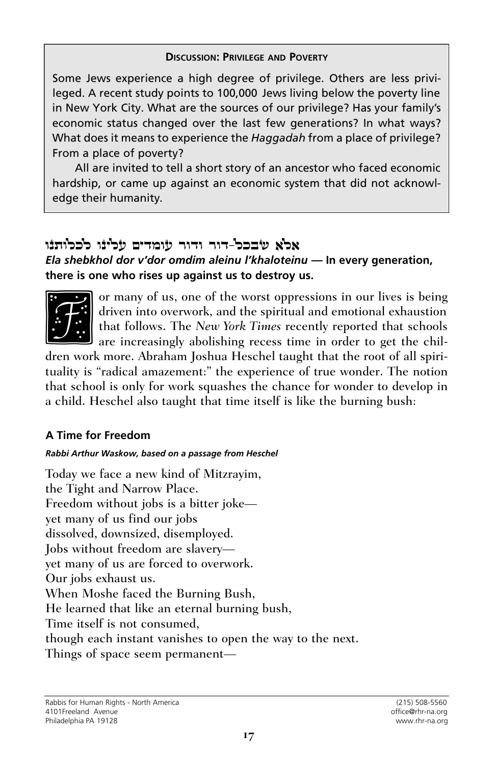**Discussion: Privilege and Poverty**

Some Jews experience a high degree of privilege. Others are less privileged. A recent study points to 100,000 Jews living below the poverty line in New York City. What are the sources of our privilege? Has your family's economic status changed over the last few generations? In what ways? What does it means to experience the *Haggadah* from a place of privilege? From a place of poverty?

All are invited to tell a short story of an ancestor who faced economic hardship, or came up against an economic system that did not acknowledge their humanity.

## אלא שבכל-דור ודור עומדים עלינו לכלותנו

***Ela shebkhol dor v'dor omdim aleinu l'khaloteinu* — In every generation, there is one who rises up against us to destroy us.**

For many of us, one of the worst oppressions in our lives is being driven into overwork, and the spiritual and emotional exhaustion that follows. The *New York Times* recently reported that schools are increasingly abolishing recess time in order to get the children work more. Abraham Joshua Heschel taught that the root of all spirituality is "radical amazement:" the experience of true wonder. The notion that school is only for work squashes the chance for wonder to develop in a child. Heschel also taught that time itself is like the burning bush:

### A Time for Freedom

***Rabbi Arthur Waskow, based on a passage from Heschel***

Today we face a new kind of Mitzrayim,
the Tight and Narrow Place.
Freedom without jobs is a bitter joke—
yet many of us find our jobs
dissolved, downsized, disemployed.
Jobs without freedom are slavery—
yet many of us are forced to overwork.
Our jobs exhaust us.
When Moshe faced the Burning Bush,
He learned that like an eternal burning bush,
Time itself is not consumed,
though each instant vanishes to open the way to the next.
Things of space seem permanent—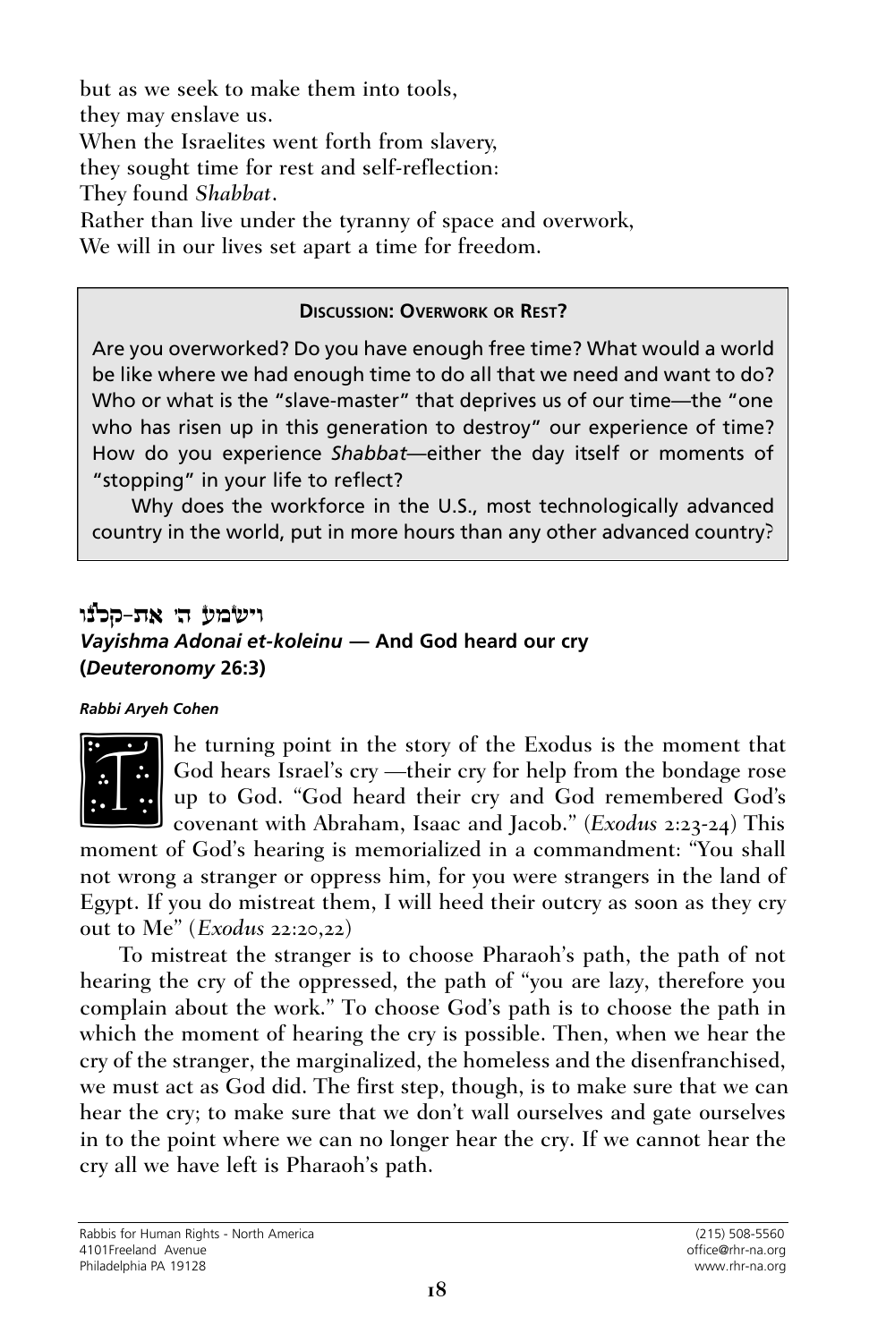but as we seek to make them into tools,
they may enslave us.
When the Israelites went forth from slavery,
they sought time for rest and self-reflection:
They found *Shabbat*.
Rather than live under the tyranny of space and overwork,
We will in our lives set apart a time for freedom.

> **Discussion: Overwork or Rest?**
>
> Are you overworked? Do you have enough free time? What would a world be like where we had enough time to do all that we need and want to do? Who or what is the "slave-master" that deprives us of our time—the "one who has risen up in this generation to destroy" our experience of time? How do you experience *Shabbat*—either the day itself or moments of "stopping" in your life to reflect?
>
> Why does the workforce in the U.S., most technologically advanced country in the world, put in more hours than any other advanced country?

## וישׁמע ה׳ את-קלנו

### *Vayishma Adonai et-koleinu* — And God heard our cry (*Deuteronomy* 26:3)

***Rabbi Aryeh Cohen***

The turning point in the story of the Exodus is the moment that God hears Israel's cry —their cry for help from the bondage rose up to God. "God heard their cry and God remembered God's covenant with Abraham, Isaac and Jacob." (*Exodus* 2:23-24) This moment of God's hearing is memorialized in a commandment: "You shall not wrong a stranger or oppress him, for you were strangers in the land of Egypt. If you do mistreat them, I will heed their outcry as soon as they cry out to Me" (*Exodus* 22:20,22)

To mistreat the stranger is to choose Pharaoh's path, the path of not hearing the cry of the oppressed, the path of "you are lazy, therefore you complain about the work." To choose God's path is to choose the path in which the moment of hearing the cry is possible. Then, when we hear the cry of the stranger, the marginalized, the homeless and the disenfranchised, we must act as God did. The first step, though, is to make sure that we can hear the cry; to make sure that we don't wall ourselves and gate ourselves in to the point where we can no longer hear the cry. If we cannot hear the cry all we have left is Pharaoh's path.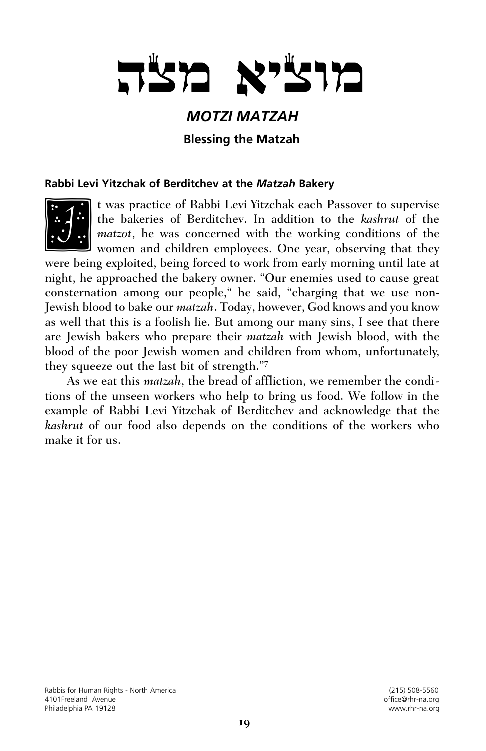# מוציא מצה

## *MOTZI MATZAH*

### Blessing the Matzah

**Rabbi Levi Yitzchak of Berditchev at the *Matzah* Bakery**

It was practice of Rabbi Levi Yitzchak each Passover to supervise the bakeries of Berditchev. In addition to the *kashrut* of the *matzot*, he was concerned with the working conditions of the women and children employees. One year, observing that they were being exploited, being forced to work from early morning until late at night, he approached the bakery owner. "Our enemies used to cause great consternation among our people," he said, "charging that we use non-Jewish blood to bake our *matzah*. Today, however, God knows and you know as well that this is a foolish lie. But among our many sins, I see that there are Jewish bakers who prepare their *matzah* with Jewish blood, with the blood of the poor Jewish women and children from whom, unfortunately, they squeeze out the last bit of strength."[7]

As we eat this *matzah*, the bread of affliction, we remember the conditions of the unseen workers who help to bring us food. We follow in the example of Rabbi Levi Yitzchak of Berditchev and acknowledge that the *kashrut* of our food also depends on the conditions of the workers who make it for us.

Rabbis for Human Rights - North America
4101Freeland Avenue
Philadelphia PA 19128

(215) 508-5560
office@rhr-na.org
www.rhr-na.org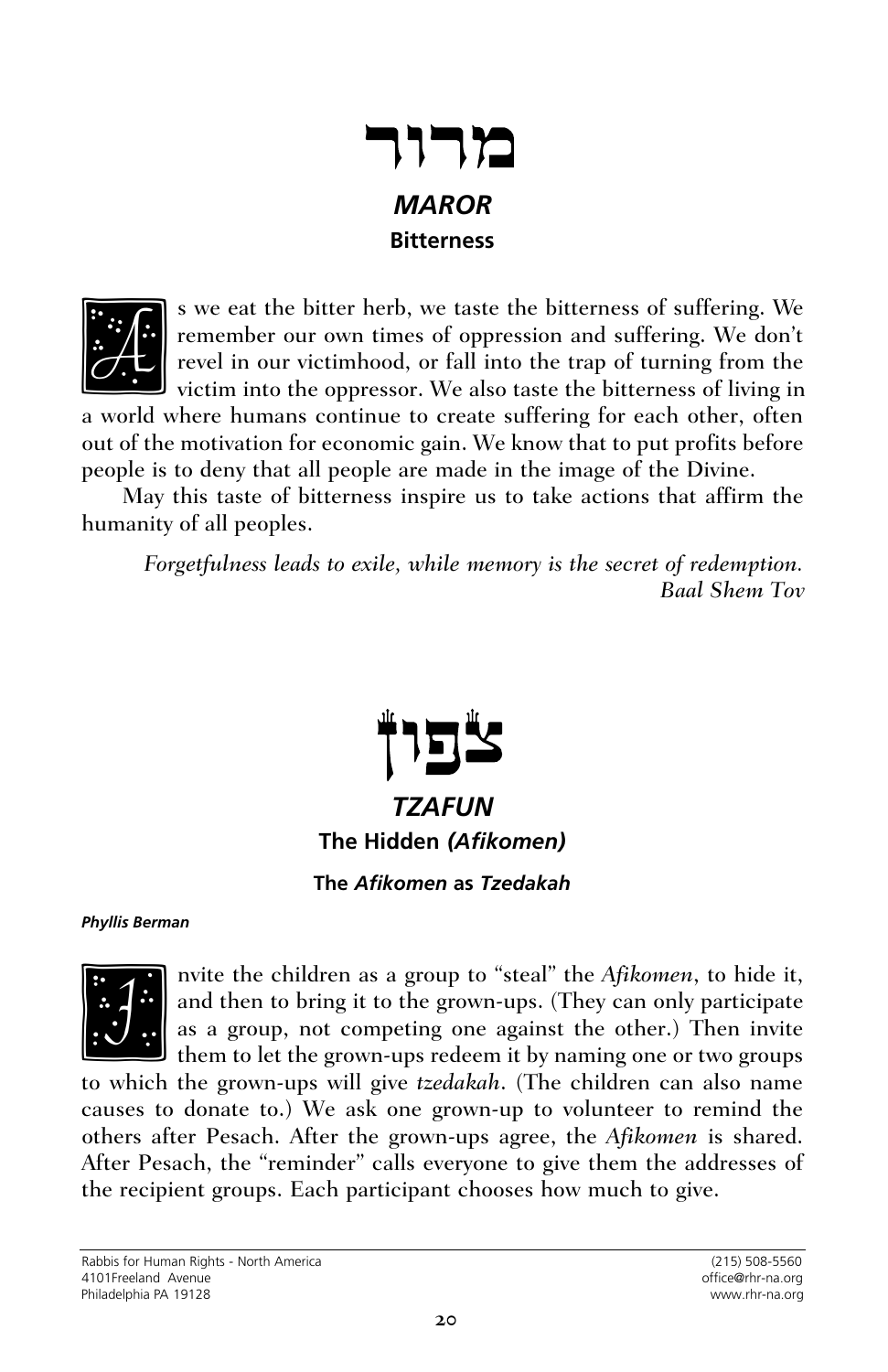# מרור

## *MAROR*

**Bitterness**

As we eat the bitter herb, we taste the bitterness of suffering. We remember our own times of oppression and suffering. We don't revel in our victimhood, or fall into the trap of turning from the victim into the oppressor. We also taste the bitterness of living in a world where humans continue to create suffering for each other, often out of the motivation for economic gain. We know that to put profits before people is to deny that all people are made in the image of the Divine.

May this taste of bitterness inspire us to take actions that affirm the humanity of all peoples.

*Forgetfulness leads to exile, while memory is the secret of redemption.*
*Baal Shem Tov*

# צפון

## *TZAFUN*

**The Hidden *(Afikomen)***

**The *Afikomen* as *Tzedakah***

***Phyllis Berman***

Invite the children as a group to "steal" the *Afikomen*, to hide it, and then to bring it to the grown-ups. (They can only participate as a group, not competing one against the other.) Then invite them to let the grown-ups redeem it by naming one or two groups to which the grown-ups will give *tzedakah*. (The children can also name causes to donate to.) We ask one grown-up to volunteer to remind the others after Pesach. After the grown-ups agree, the *Afikomen* is shared. After Pesach, the "reminder" calls everyone to give them the addresses of the recipient groups. Each participant chooses how much to give.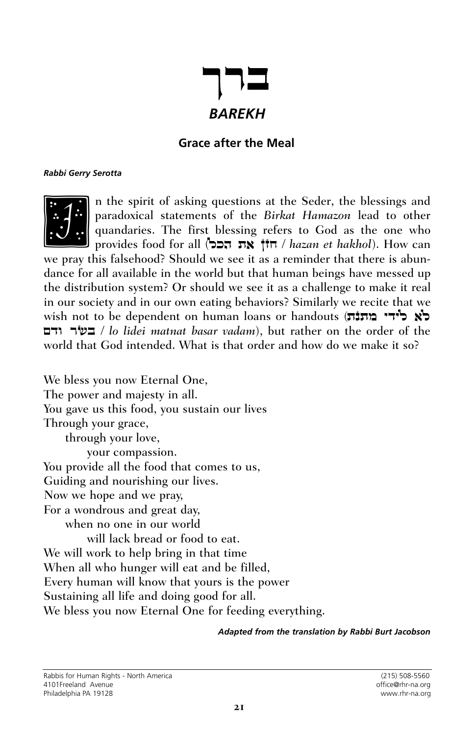# ברך

## *BAREKH*

### Grace after the Meal

***Rabbi Gerry Serotta***

In the spirit of asking questions at the Seder, the blessings and paradoxical statements of the *Birkat Hamazon* lead to other quandaries. The first blessing refers to God as the one who provides food for all (הזן את הכל / *hazan et hakhol*). How can we pray this falsehood? Should we see it as a reminder that there is abundance for all available in the world but that human beings have messed up the distribution system? Or should we see it as a challenge to make it real in our society and in our own eating behaviors? Similarly we recite that we wish not to be dependent on human loans or handouts (לא לידי מתנת בשר ודם / *lo lidei matnat basar vadam*), but rather on the order of the world that God intended. What is that order and how do we make it so?

We bless you now Eternal One,  
The power and majesty in all.  
You gave us this food, you sustain our lives  
Through your grace,  
  through your love,  
    your compassion.  
You provide all the food that comes to us,  
Guiding and nourishing our lives.  
Now we hope and we pray,  
For a wondrous and great day,  
  when no one in our world  
    will lack bread or food to eat.  
We will work to help bring in that time  
When all who hunger will eat and be filled,  
Every human will know that yours is the power  
Sustaining all life and doing good for all.  
We bless you now Eternal One for feeding everything.

***Adapted from the translation by Rabbi Burt Jacobson***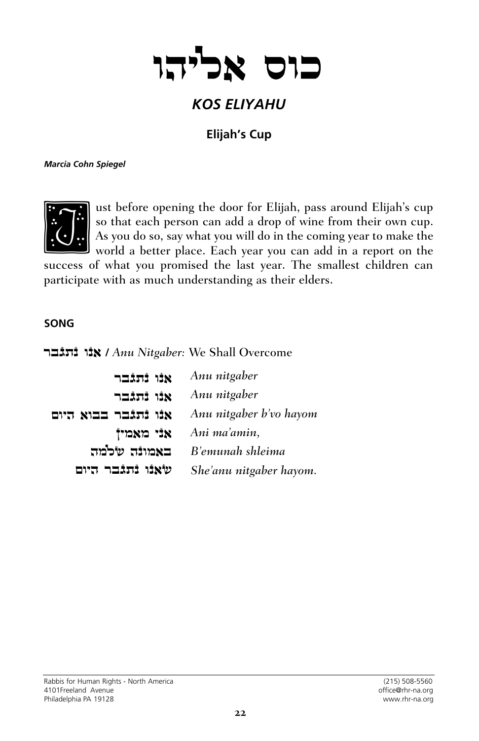# כוס אֵלִיָּהוּ

## *KOS ELIYAHU*

### Elijah's Cup

***Marcia Cohn Spiegel***

Just before opening the door for Elijah, pass around Elijah's cup so that each person can add a drop of wine from their own cup. As you do so, say what you will do in the coming year to make the world a better place. Each year you can add in a report on the success of what you promised the last year. The smallest children can participate with as much understanding as their elders.

**SONG**

**אנו נתגבר /** *Anu Nitgaber*: We Shall Overcome

| | |
|---|---|
| אנו נתגבר | *Anu nitgaber* |
| אנו נתגבר | *Anu nitgaber* |
| אנו נתגבר בבוא היום | *Anu nitgaber b'vo hayom* |
| אני מאמין | *Ani ma'amin,* |
| באמונה שלמה | *B'emunah shleima* |
| שאנו נתגבר היום | *She'anu nitgaber hayom.* |

Rabbis for Human Rights - North America
4101Freeland Avenue
Philadelphia PA 19128

(215) 508-5560
office@rhr-na.org
www.rhr-na.org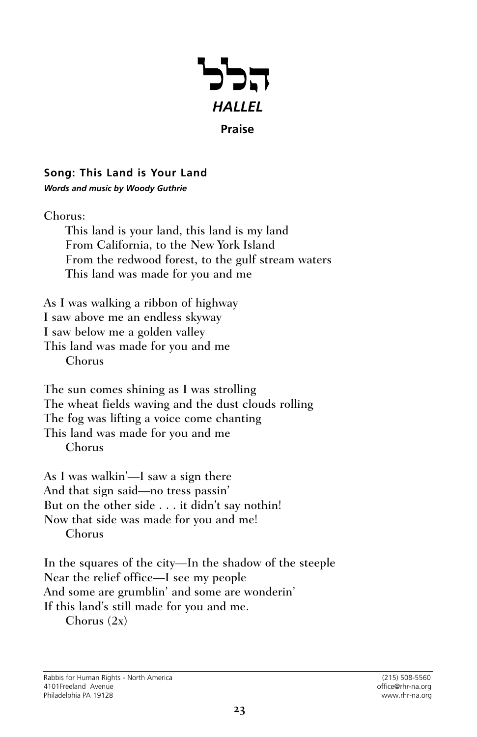# הלל

## *HALLEL*

**Praise**

### Song: This Land is Your Land

***Words and music by Woody Guthrie***

Chorus:

This land is your land, this land is my land
From California, to the New York Island
From the redwood forest, to the gulf stream waters
This land was made for you and me

As I was walking a ribbon of highway
I saw above me an endless skyway
I saw below me a golden valley
This land was made for you and me
Chorus

The sun comes shining as I was strolling
The wheat fields waving and the dust clouds rolling
The fog was lifting a voice come chanting
This land was made for you and me
Chorus

As I was walkin'—I saw a sign there
And that sign said—no tress passin'
But on the other side . . . it didn't say nothin!
Now that side was made for you and me!
Chorus

In the squares of the city—In the shadow of the steeple
Near the relief office—I see my people
And some are grumblin' and some are wonderin'
If this land's still made for you and me.
Chorus (2x)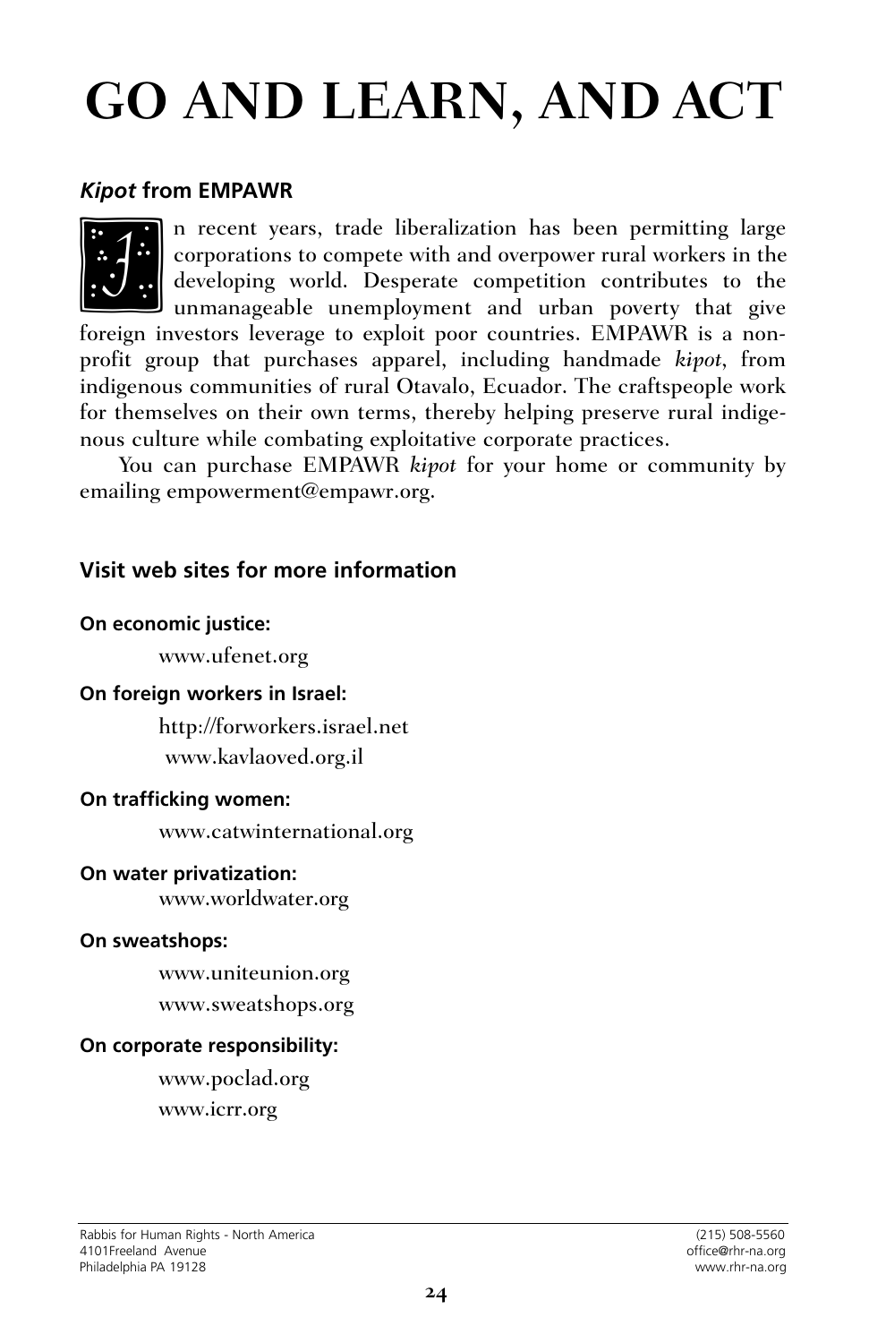# GO AND LEARN, AND ACT

### *Kipot* from EMPAWR

In recent years, trade liberalization has been permitting large corporations to compete with and overpower rural workers in the developing world. Desperate competition contributes to the unmanageable unemployment and urban poverty that give foreign investors leverage to exploit poor countries. EMPAWR is a non-profit group that purchases apparel, including handmade *kipot*, from indigenous communities of rural Otavalo, Ecuador. The craftspeople work for themselves on their own terms, thereby helping preserve rural indigenous culture while combating exploitative corporate practices.

You can purchase EMPAWR *kipot* for your home or community by emailing empowerment@empawr.org.

### Visit web sites for more information

**On economic justice:**

www.ufenet.org

**On foreign workers in Israel:**

http://forworkers.israel.net
www.kavlaoved.org.il

**On trafficking women:**

www.catwinternational.org

**On water privatization:**

www.worldwater.org

**On sweatshops:**

www.uniteunion.org
www.sweatshops.org

**On corporate responsibility:**

www.poclad.org
www.icrr.org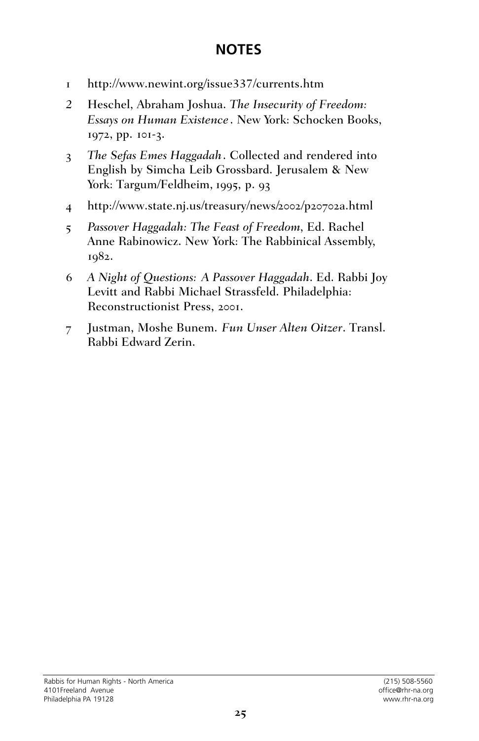## NOTES

1. http://www.newint.org/issue337/currents.htm
2. Heschel, Abraham Joshua. *The Insecurity of Freedom: Essays on Human Existence*. New York: Schocken Books, 1972, pp. 101-3.
3. *The Sefas Emes Haggadah*. Collected and rendered into English by Simcha Leib Grossbard. Jerusalem & New York: Targum/Feldheim, 1995, p. 93
4. http://www.state.nj.us/treasury/news/2002/p20702a.html
5. *Passover Haggadah: The Feast of Freedom*, Ed. Rachel Anne Rabinowicz. New York: The Rabbinical Assembly, 1982.
6. *A Night of Questions: A Passover Haggadah*. Ed. Rabbi Joy Levitt and Rabbi Michael Strassfeld. Philadelphia: Reconstructionist Press, 2001.
7. Justman, Moshe Bunem. *Fun Unser Alten Oitzer*. Transl. Rabbi Edward Zerin.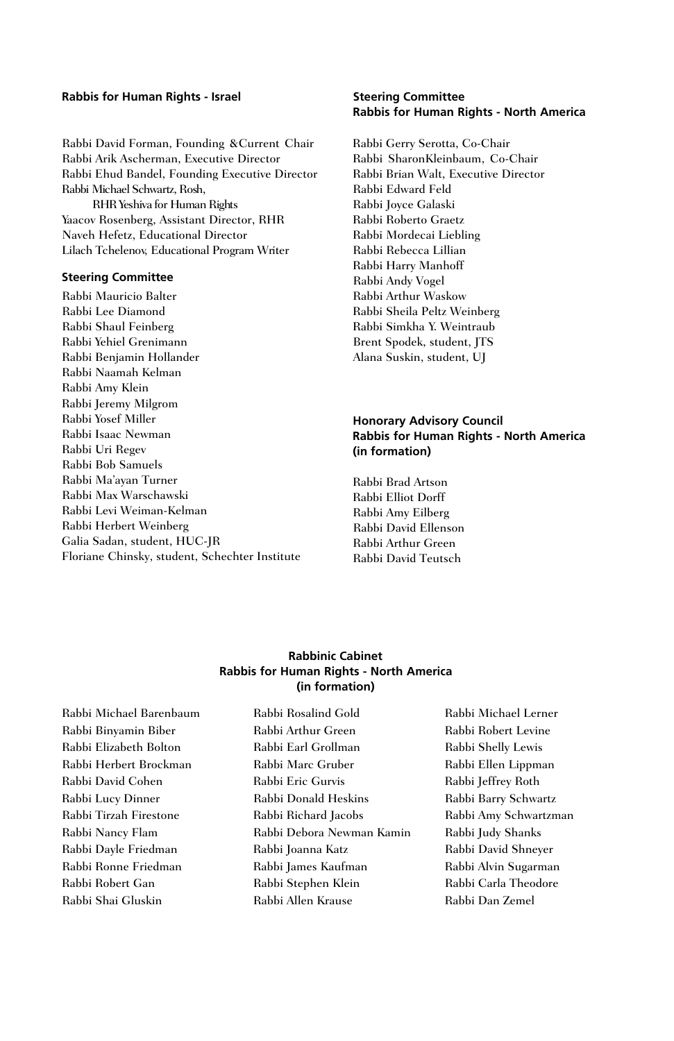**Rabbis for Human Rights - Israel**

Rabbi David Forman, Founding &Current Chair
Rabbi Arik Ascherman, Executive Director
Rabbi Ehud Bandel, Founding Executive Director
Rabbi Michael Schwartz, Rosh,
RHR Yeshiva for Human Rights
Yaacov Rosenberg, Assistant Director, RHR
Naveh Hefetz, Educational Director
Lilach Tchelenov, Educational Program Writer

**Steering Committee**

Rabbi Mauricio Balter
Rabbi Lee Diamond
Rabbi Shaul Feinberg
Rabbi Yehiel Grenimann
Rabbi Benjamin Hollander
Rabbi Naamah Kelman
Rabbi Amy Klein
Rabbi Jeremy Milgrom
Rabbi Yosef Miller
Rabbi Isaac Newman
Rabbi Uri Regev
Rabbi Bob Samuels
Rabbi Ma'ayan Turner
Rabbi Max Warschawski
Rabbi Levi Weiman-Kelman
Rabbi Herbert Weinberg
Galia Sadan, student, HUC-JR
Floriane Chinsky, student, Schechter Institute

**Steering Committee**
**Rabbis for Human Rights - North America**

Rabbi Gerry Serotta, Co-Chair
Rabbi SharonKleinbaum, Co-Chair
Rabbi Brian Walt, Executive Director
Rabbi Edward Feld
Rabbi Joyce Galaski
Rabbi Roberto Graetz
Rabbi Mordecai Liebling
Rabbi Rebecca Lillian
Rabbi Harry Manhoff
Rabbi Andy Vogel
Rabbi Arthur Waskow
Rabbi Sheila Peltz Weinberg
Rabbi Simkha Y. Weintraub
Brent Spodek, student, JTS
Alana Suskin, student, UJ

**Honorary Advisory Council**
**Rabbis for Human Rights - North America**
**(in formation)**

Rabbi Brad Artson
Rabbi Elliot Dorff
Rabbi Amy Eilberg
Rabbi David Ellenson
Rabbi Arthur Green
Rabbi David Teutsch

**Rabbinic Cabinet**
**Rabbis for Human Rights - North America**
**(in formation)**

Rabbi Michael Barenbaum
Rabbi Binyamin Biber
Rabbi Elizabeth Bolton
Rabbi Herbert Brockman
Rabbi David Cohen
Rabbi Lucy Dinner
Rabbi Tirzah Firestone
Rabbi Nancy Flam
Rabbi Dayle Friedman
Rabbi Ronne Friedman
Rabbi Robert Gan
Rabbi Shai Gluskin
Rabbi Rosalind Gold
Rabbi Arthur Green
Rabbi Earl Grollman
Rabbi Marc Gruber
Rabbi Eric Gurvis
Rabbi Donald Heskins
Rabbi Richard Jacobs
Rabbi Debora Newman Kamin
Rabbi Joanna Katz
Rabbi James Kaufman
Rabbi Stephen Klein
Rabbi Allen Krause
Rabbi Michael Lerner
Rabbi Robert Levine
Rabbi Shelly Lewis
Rabbi Ellen Lippman
Rabbi Jeffrey Roth
Rabbi Barry Schwartz
Rabbi Amy Schwartzman
Rabbi Judy Shanks
Rabbi David Shneyer
Rabbi Alvin Sugarman
Rabbi Carla Theodore
Rabbi Dan Zemel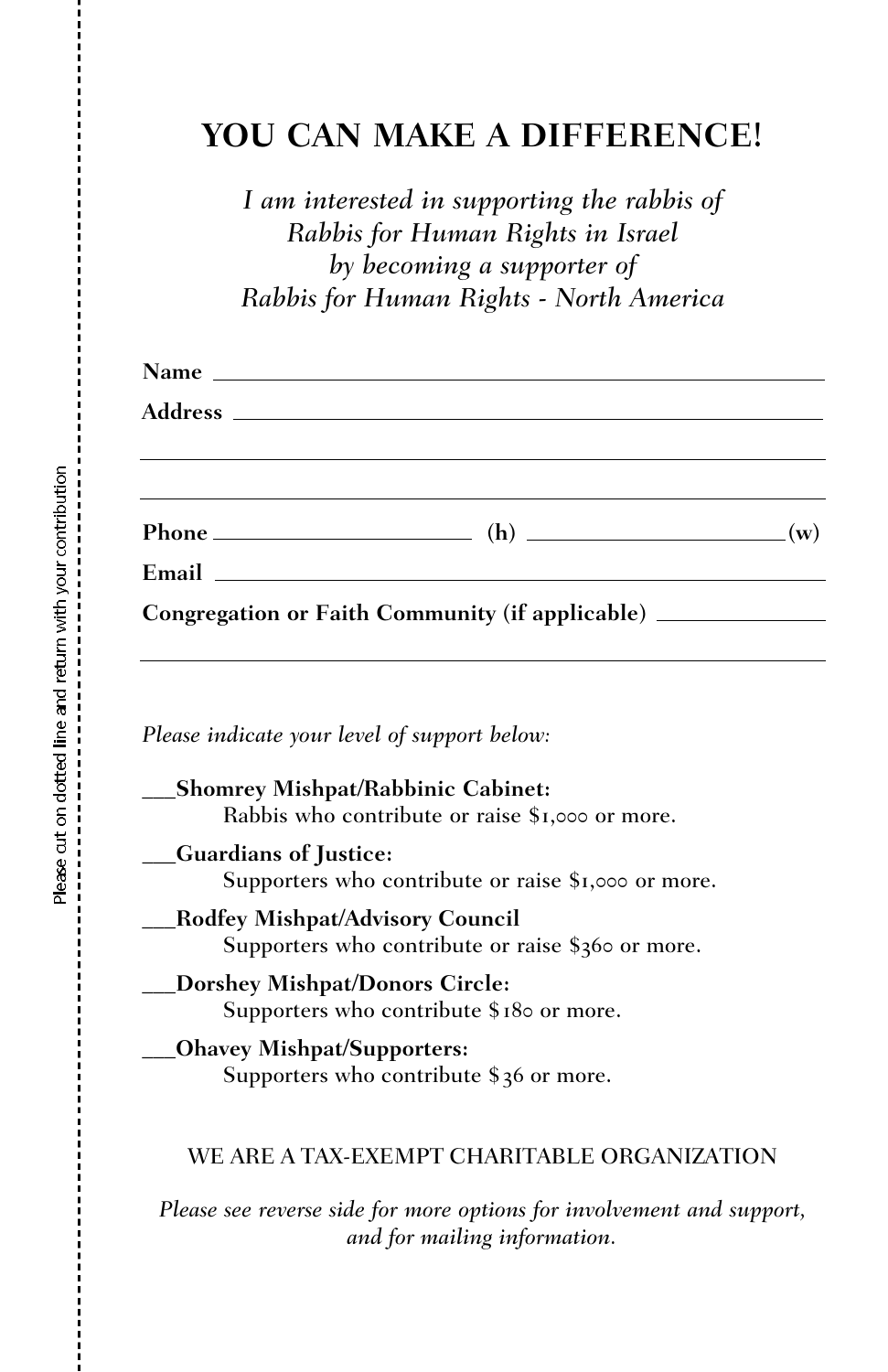Please cut on dotted line and return with your contribution

# YOU CAN MAKE A DIFFERENCE!

*I am interested in supporting the rabbis of Rabbis for Human Rights in Israel by becoming a supporter of Rabbis for Human Rights - North America*

**Name** ______________________________

**Address** ______________________________

______________________________

______________________________

**Phone** ____________ **(h)** ____________ **(w)**

**Email** ______________________________

**Congregation or Faith Community (if applicable)** ____________

______________________________

*Please indicate your level of support below:*

___**Shomrey Mishpat/Rabbinic Cabinet:**
Rabbis who contribute or raise $1,000 or more.

___**Guardians of Justice:**
Supporters who contribute or raise $1,000 or more.

___**Rodfey Mishpat/Advisory Council**
Supporters who contribute or raise $360 or more.

___**Dorshey Mishpat/Donors Circle:**
Supporters who contribute $180 or more.

___**Ohavey Mishpat/Supporters:**
Supporters who contribute $36 or more.

WE ARE A TAX-EXEMPT CHARITABLE ORGANIZATION

*Please see reverse side for more options for involvement and support, and for mailing information.*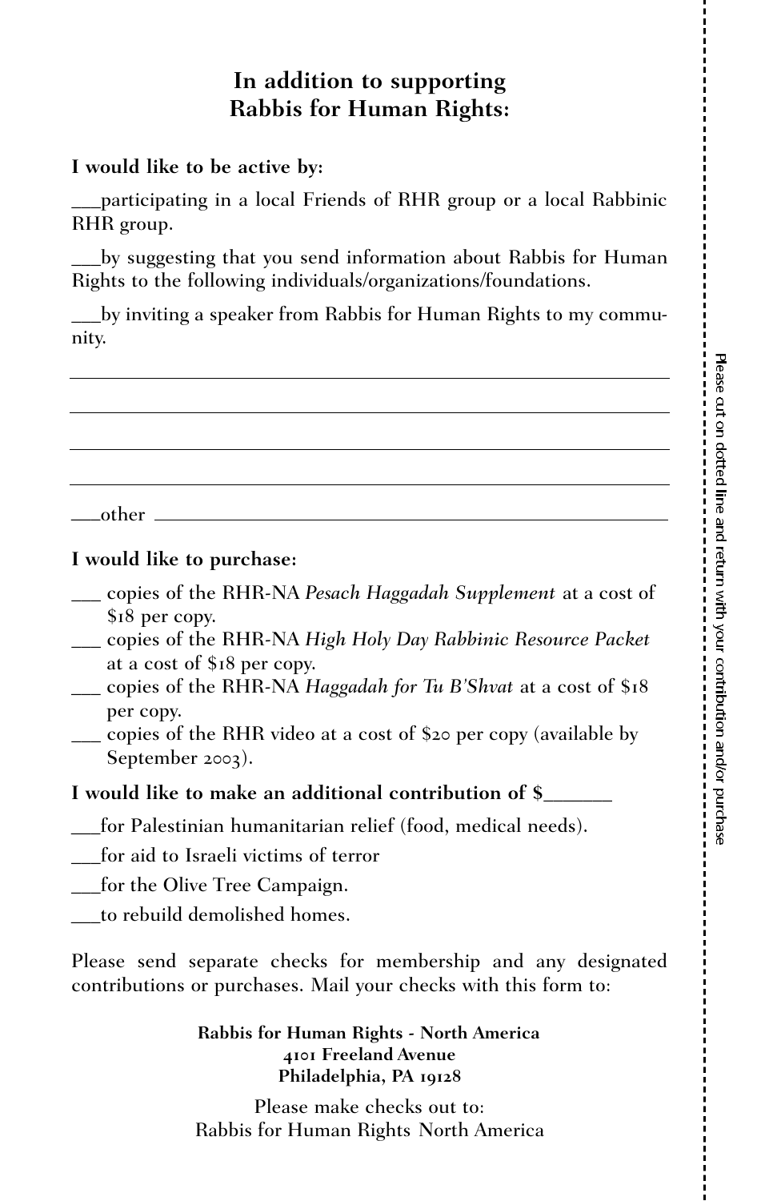## In addition to supporting Rabbis for Human Rights:

**I would like to be active by:**

___participating in a local Friends of RHR group or a local Rabbinic RHR group.

___by suggesting that you send information about Rabbis for Human Rights to the following individuals/organizations/foundations.

___by inviting a speaker from Rabbis for Human Rights to my community.

___________________________________________________________

___________________________________________________________

___________________________________________________________

___________________________________________________________

___other _______________________________________________________

**I would like to purchase:**

- ___ copies of the RHR-NA *Pesach Haggadah Supplement* at a cost of $18 per copy.
- ___ copies of the RHR-NA *High Holy Day Rabbinic Resource Packet* at a cost of $18 per copy.
- ___ copies of the RHR-NA *Haggadah for Tu B'Shvat* at a cost of $18 per copy.
- ___ copies of the RHR video at a cost of $20 per copy (available by September 2003).

**I would like to make an additional contribution of $_______**

___for Palestinian humanitarian relief (food, medical needs).

___for aid to Israeli victims of terror

___for the Olive Tree Campaign.

___to rebuild demolished homes.

Please send separate checks for membership and any designated contributions or purchases. Mail your checks with this form to:

**Rabbis for Human Rights - North America**
**4101 Freeland Avenue**
**Philadelphia, PA 19128**

Please make checks out to:
Rabbis for Human Rights North America

Please cut on dotted line and return with your contribution and/or purchase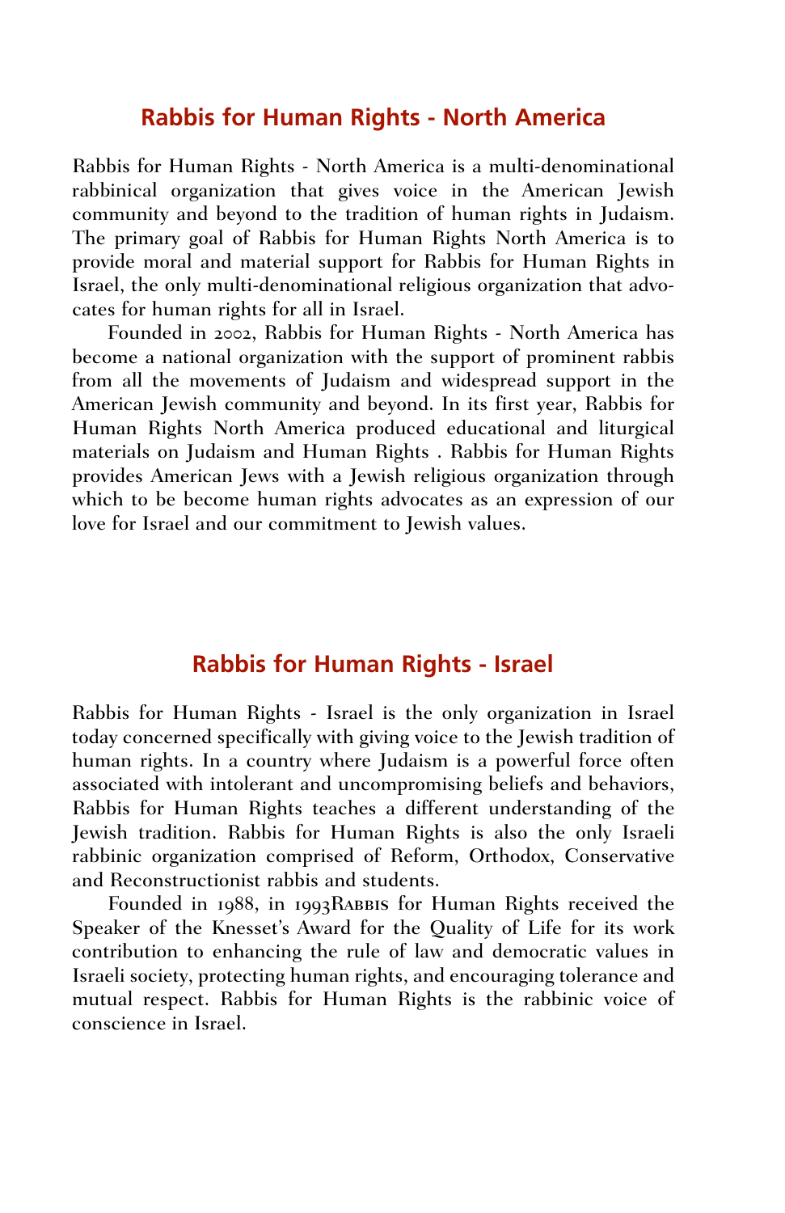## Rabbis for Human Rights - North America

Rabbis for Human Rights - North America is a multi-denominational rabbinical organization that gives voice in the American Jewish community and beyond to the tradition of human rights in Judaism. The primary goal of Rabbis for Human Rights North America is to provide moral and material support for Rabbis for Human Rights in Israel, the only multi-denominational religious organization that advocates for human rights for all in Israel.

Founded in 2002, Rabbis for Human Rights - North America has become a national organization with the support of prominent rabbis from all the movements of Judaism and widespread support in the American Jewish community and beyond. In its first year, Rabbis for Human Rights North America produced educational and liturgical materials on Judaism and Human Rights . Rabbis for Human Rights provides American Jews with a Jewish religious organization through which to be become human rights advocates as an expression of our love for Israel and our commitment to Jewish values.

## Rabbis for Human Rights - Israel

Rabbis for Human Rights - Israel is the only organization in Israel today concerned specifically with giving voice to the Jewish tradition of human rights. In a country where Judaism is a powerful force often associated with intolerant and uncompromising beliefs and behaviors, Rabbis for Human Rights teaches a different understanding of the Jewish tradition. Rabbis for Human Rights is also the only Israeli rabbinic organization comprised of Reform, Orthodox, Conservative and Reconstructionist rabbis and students.

Founded in 1988, in 1993Rabbis for Human Rights received the Speaker of the Knesset's Award for the Quality of Life for its work contribution to enhancing the rule of law and democratic values in Israeli society, protecting human rights, and encouraging tolerance and mutual respect. Rabbis for Human Rights is the rabbinic voice of conscience in Israel.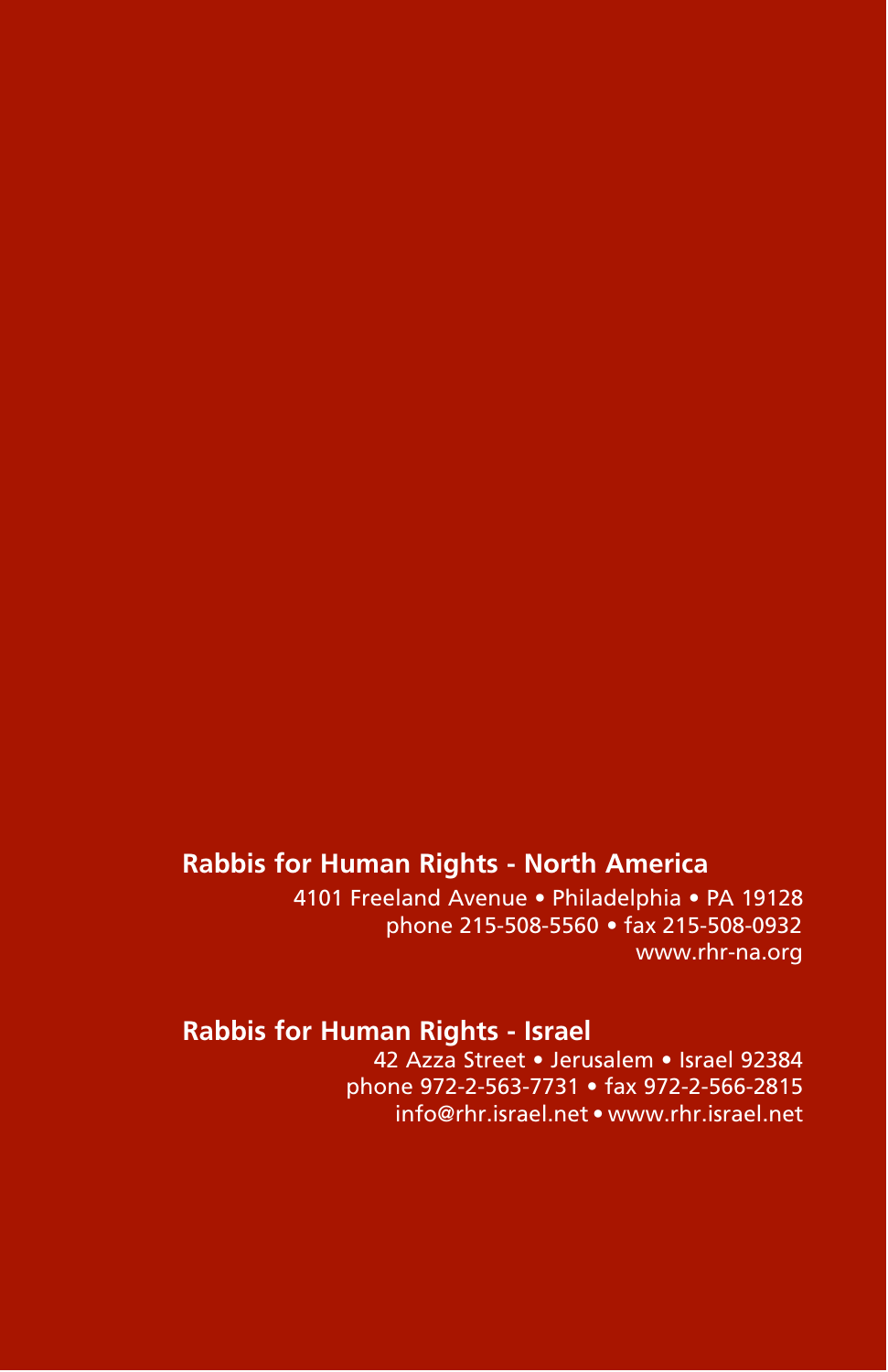**Rabbis for Human Rights - North America**

4101 Freeland Avenue • Philadelphia • PA 19128
phone 215-508-5560 • fax 215-508-0932
www.rhr-na.org

**Rabbis for Human Rights - Israel**

42 Azza Street • Jerusalem • Israel 92384
phone 972-2-563-7731 • fax 972-2-566-2815
info@rhr.israel.net • www.rhr.israel.net